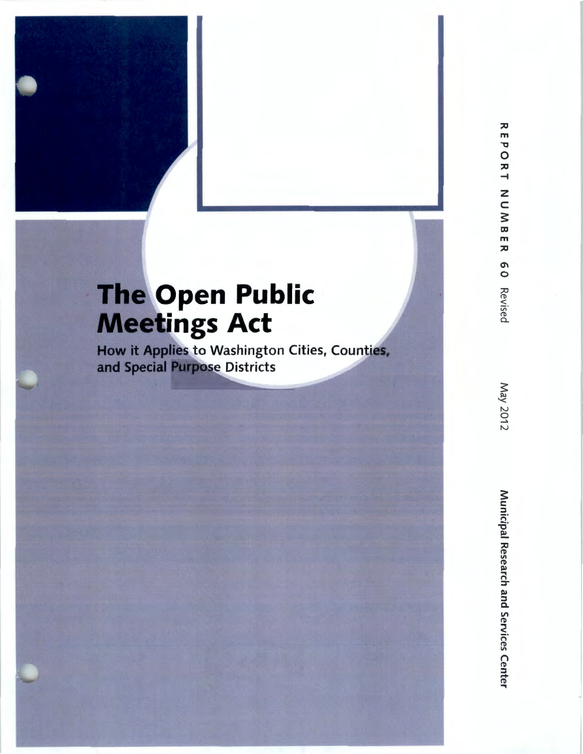# The Open Public Meetings Act

## How it Applies to Washington Cities, Counties, and Special Purpose Districts

REPORT NUMBER 60 Revised

May 2012

Municipal Research and Services Center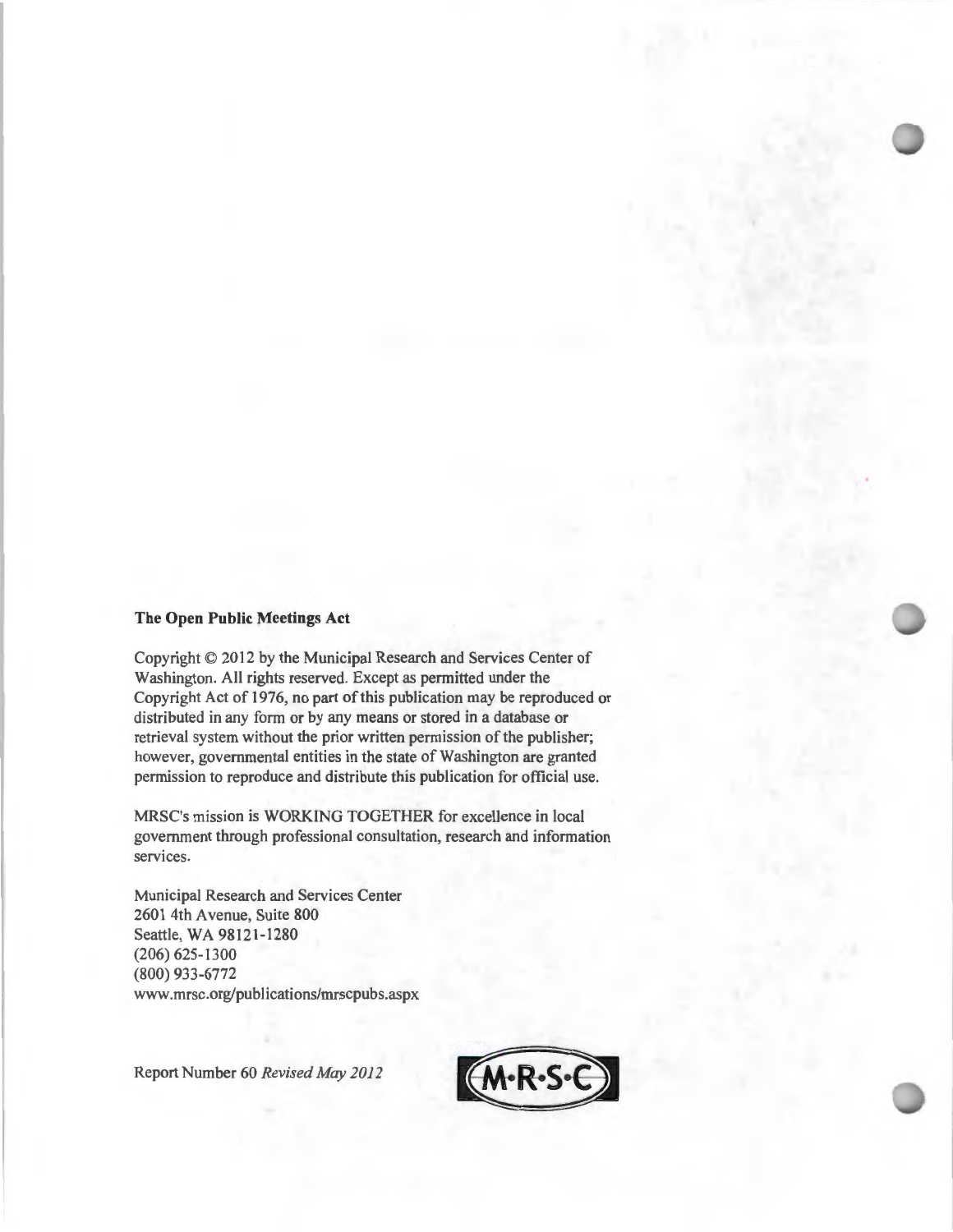**The Open Public Meetings Act**

Copyright © 2012 by the Municipal Research and Services Center of Washington. All rights reserved. Except as permitted under the Copyright Act of 1976, no part of this publication may be reproduced or distributed in any form or by any means or stored in a database or retrieval system without the prior written permission of the publisher; however, governmental entities in the state of Washington are granted permission to reproduce and distribute this publication for official use.

MRSC's mission is WORKING TOGETHER for excellence in local government through professional consultation, research and information services.

Municipal Research and Services Center
2601 4th Avenue, Suite 800
Seattle, WA 98121-1280
(206) 625-1300
(800) 933-6772
www.mrsc.org/publications/mrscpubs.aspx

Report Number 60 *Revised May 2012*

M·R·S·C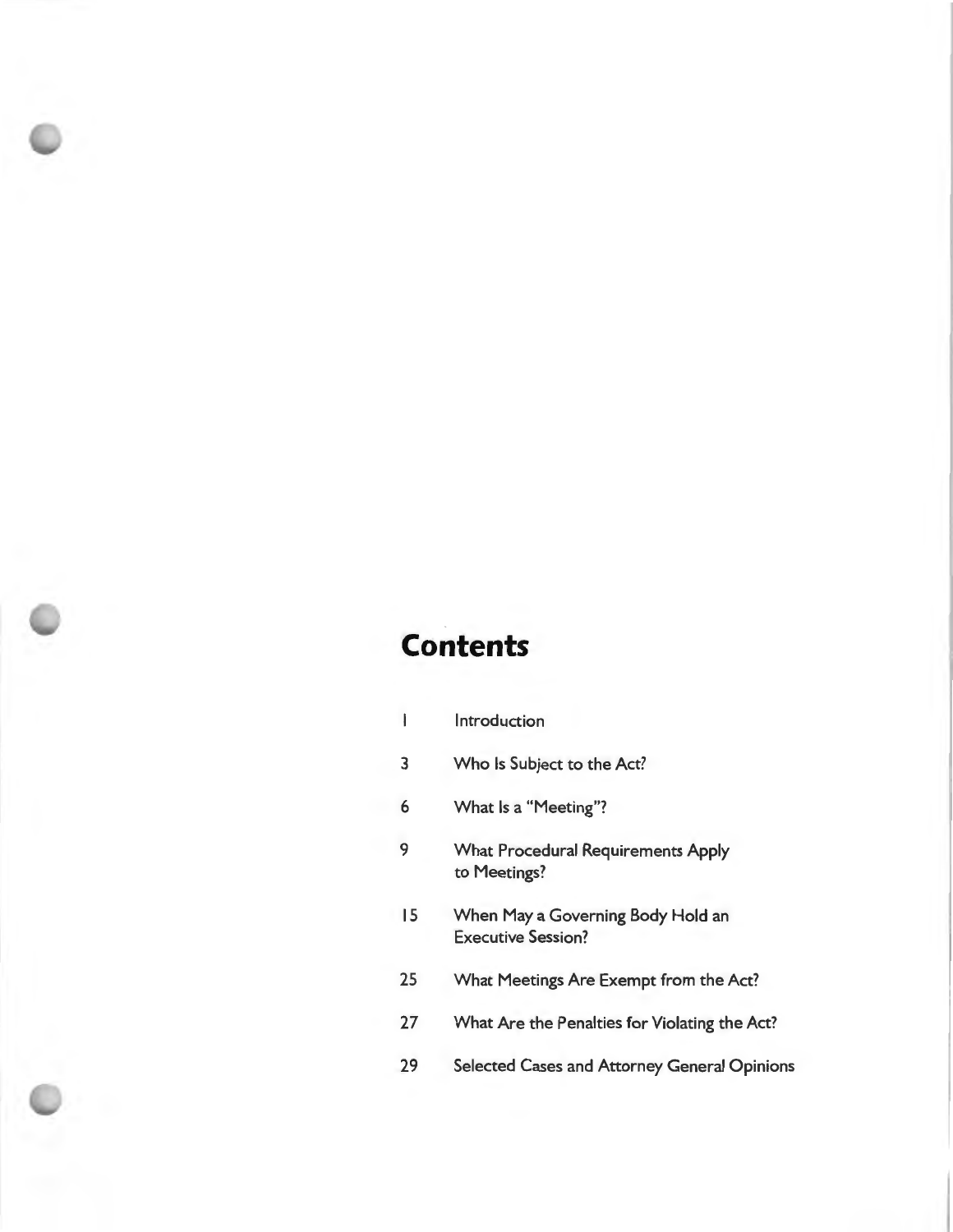# Contents

| | |
|---|---|
| 1 | Introduction |
| 3 | Who Is Subject to the Act? |
| 6 | What Is a "Meeting"? |
| 9 | What Procedural Requirements Apply to Meetings? |
| 15 | When May a Governing Body Hold an Executive Session? |
| 25 | What Meetings Are Exempt from the Act? |
| 27 | What Are the Penalties for Violating the Act? |
| 29 | Selected Cases and Attorney General Opinions |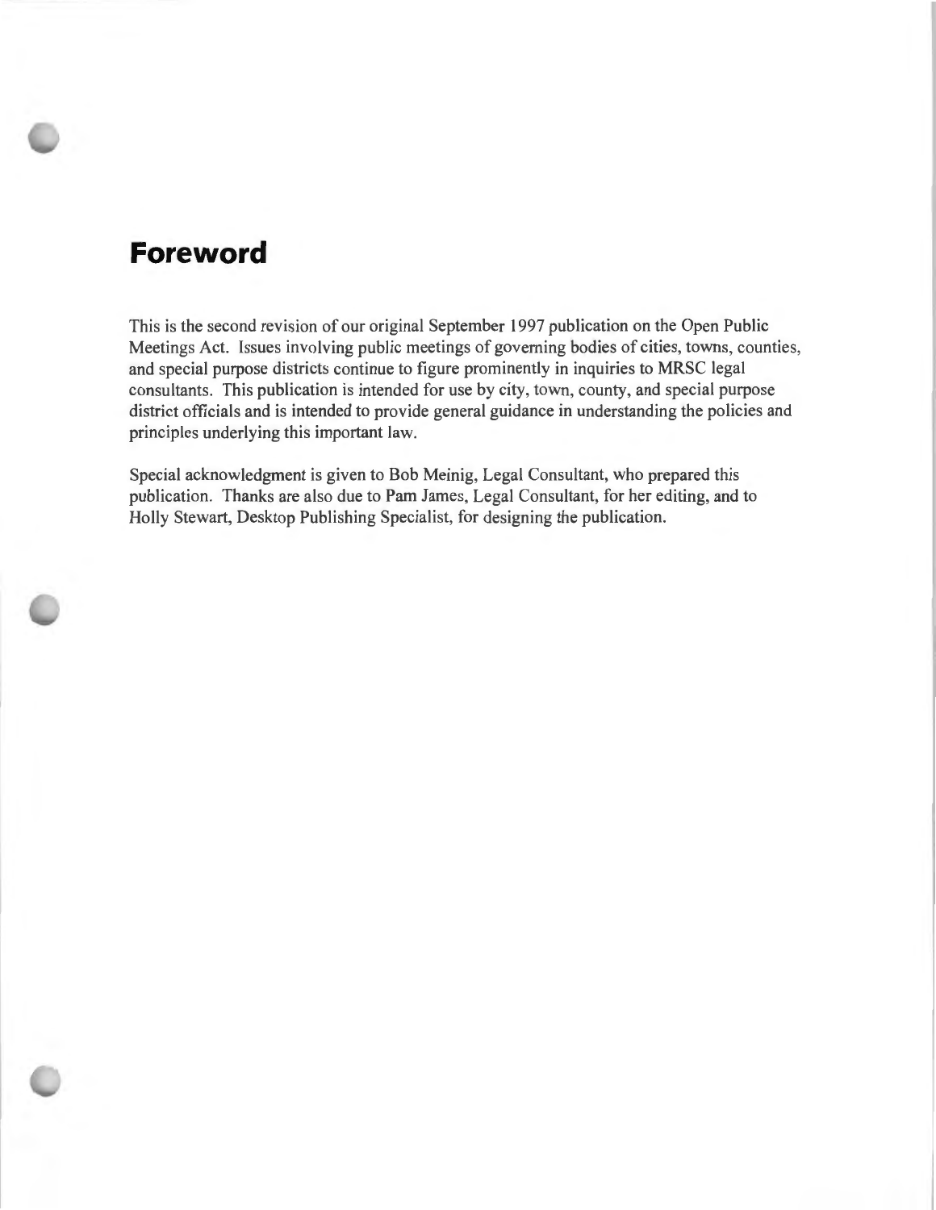# Foreword

This is the second revision of our original September 1997 publication on the Open Public Meetings Act. Issues involving public meetings of governing bodies of cities, towns, counties, and special purpose districts continue to figure prominently in inquiries to MRSC legal consultants. This publication is intended for use by city, town, county, and special purpose district officials and is intended to provide general guidance in understanding the policies and principles underlying this important law.

Special acknowledgment is given to Bob Meinig, Legal Consultant, who prepared this publication. Thanks are also due to Pam James, Legal Consultant, for her editing, and to Holly Stewart, Desktop Publishing Specialist, for designing the publication.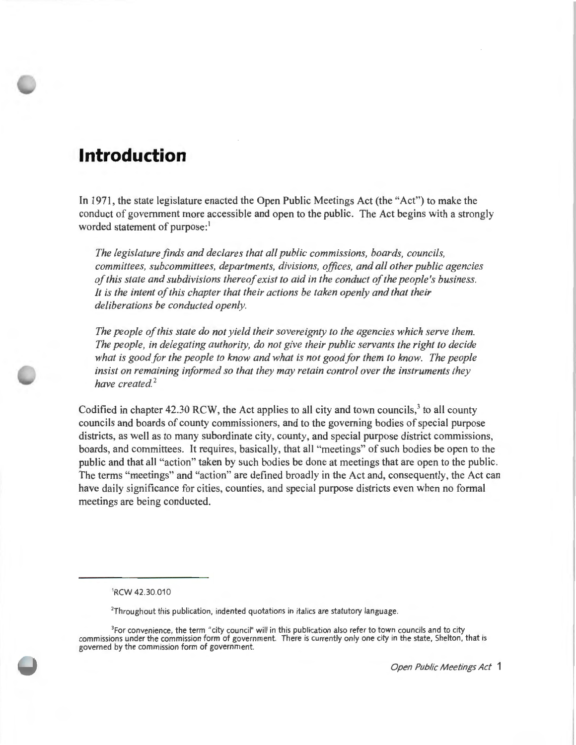# Introduction

In 1971, the state legislature enacted the Open Public Meetings Act (the "Act") to make the conduct of government more accessible and open to the public. The Act begins with a strongly worded statement of purpose:[1]

> *The legislature finds and declares that all public commissions, boards, councils, committees, subcommittees, departments, divisions, offices, and all other public agencies of this state and subdivisions thereof exist to aid in the conduct of the people's business. It is the intent of this chapter that their actions be taken openly and that their deliberations be conducted openly.*
>
> *The people of this state do not yield their sovereignty to the agencies which serve them. The people, in delegating authority, do not give their public servants the right to decide what is good for the people to know and what is not good for them to know. The people insist on remaining informed so that they may retain control over the instruments they have created.*[2]

Codified in chapter 42.30 RCW, the Act applies to all city and town councils,[3] to all county councils and boards of county commissioners, and to the governing bodies of special purpose districts, as well as to many subordinate city, county, and special purpose district commissions, boards, and committees. It requires, basically, that all "meetings" of such bodies be open to the public and that all "action" taken by such bodies be done at meetings that are open to the public. The terms "meetings" and "action" are defined broadly in the Act and, consequently, the Act can have daily significance for cities, counties, and special purpose districts even when no formal meetings are being conducted.

---

[1] RCW 42.30.010

[2] Throughout this publication, indented quotations in italics are statutory language.

[3] For convenience, the term "city council" will in this publication also refer to town councils and to city commissions under the commission form of government. There is currently only one city in the state, Shelton, that is governed by the commission form of government.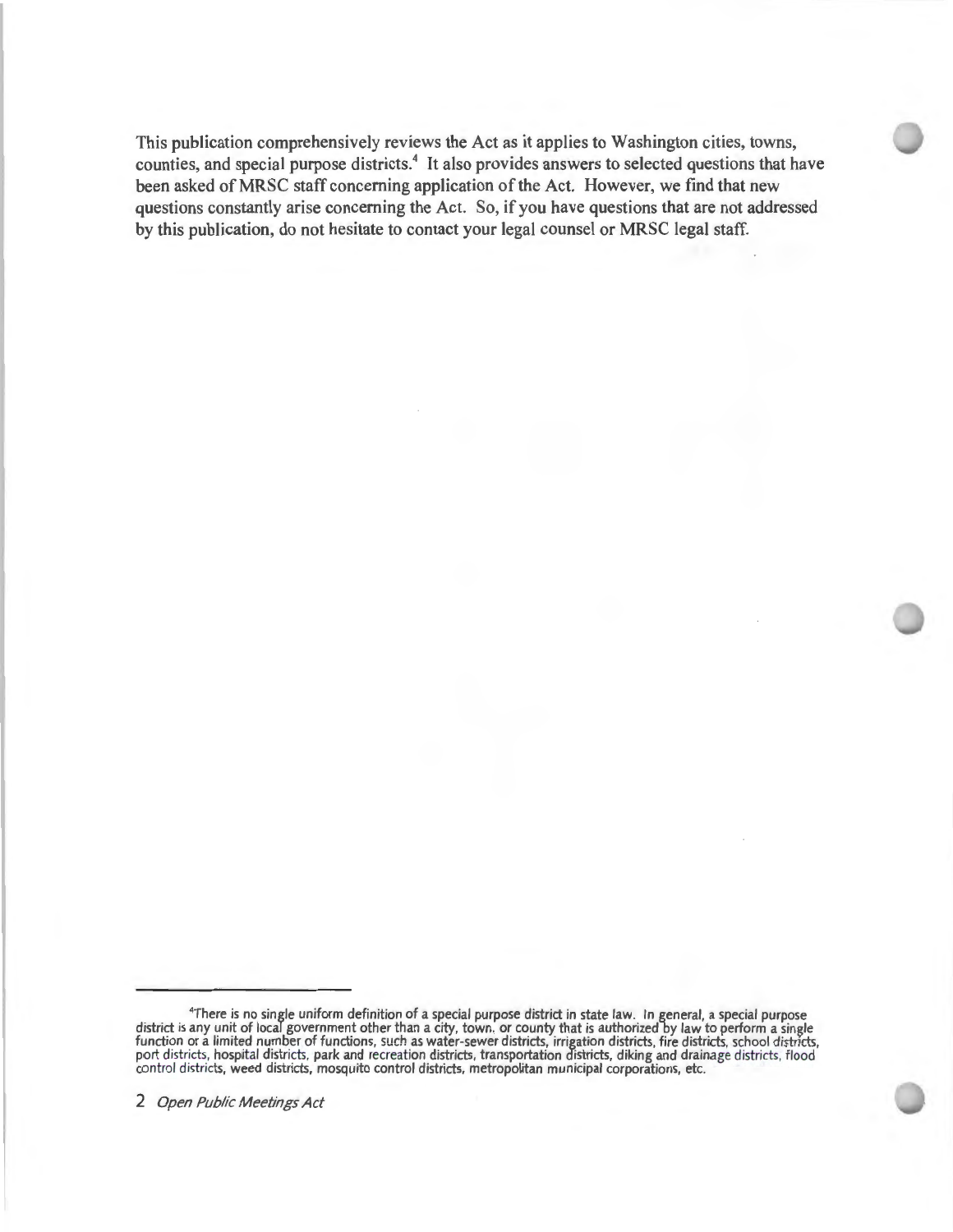This publication comprehensively reviews the Act as it applies to Washington cities, towns, counties, and special purpose districts.[4] It also provides answers to selected questions that have been asked of MRSC staff concerning application of the Act. However, we find that new questions constantly arise concerning the Act. So, if you have questions that are not addressed by this publication, do not hesitate to contact your legal counsel or MRSC legal staff.

---

[4]There is no single uniform definition of a special purpose district in state law. In general, a special purpose district is any unit of local government other than a city, town, or county that is authorized by law to perform a single function or a limited number of functions, such as water-sewer districts, irrigation districts, fire districts, school districts, port districts, hospital districts, park and recreation districts, transportation districts, diking and drainage districts, flood control districts, weed districts, mosquito control districts, metropolitan municipal corporations, etc.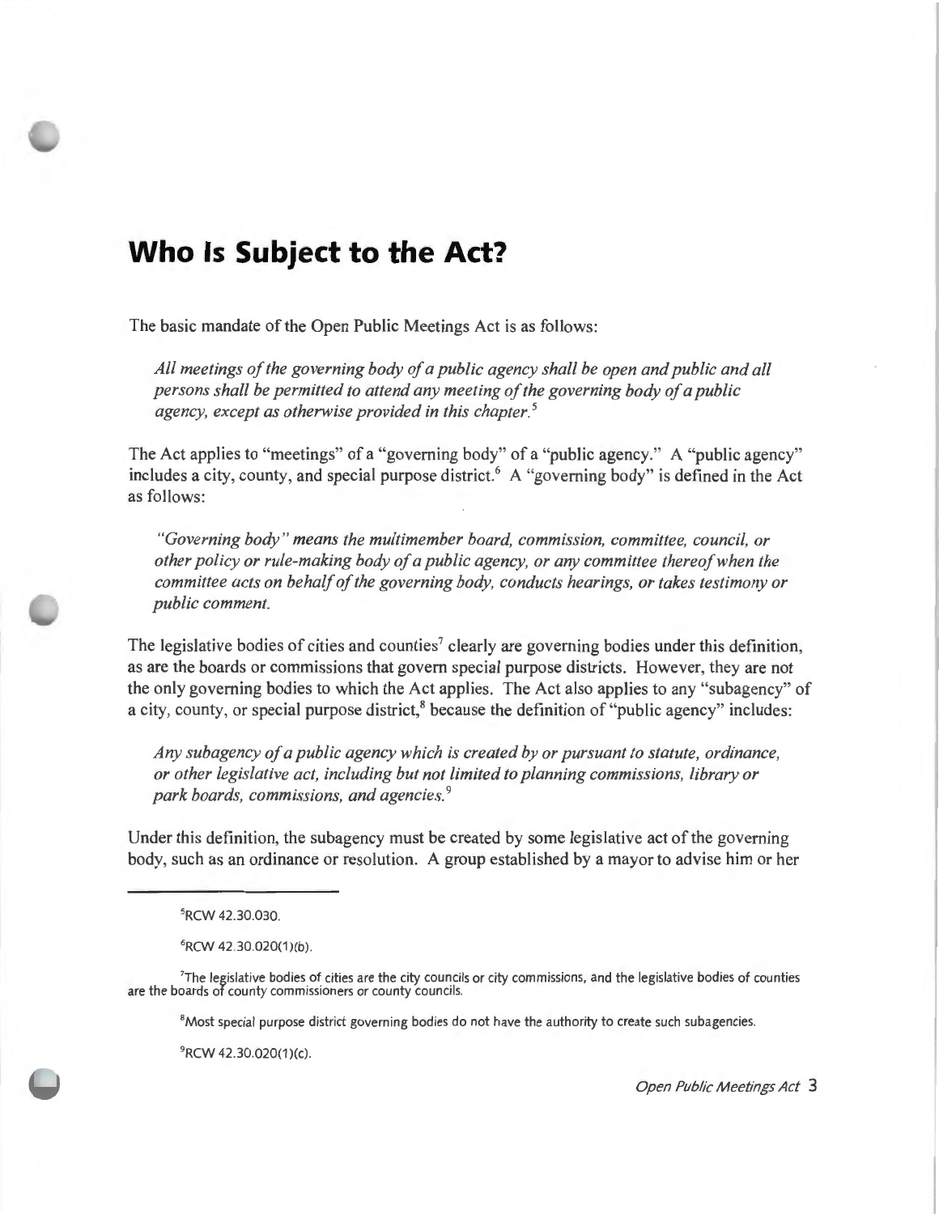# Who Is Subject to the Act?

The basic mandate of the Open Public Meetings Act is as follows:

> *All meetings of the governing body of a public agency shall be open and public and all persons shall be permitted to attend any meeting of the governing body of a public agency, except as otherwise provided in this chapter.*[5]

The Act applies to "meetings" of a "governing body" of a "public agency." A "public agency" includes a city, county, and special purpose district.[6] A "governing body" is defined in the Act as follows:

> *"Governing body" means the multimember board, commission, committee, council, or other policy or rule-making body of a public agency, or any committee thereof when the committee acts on behalf of the governing body, conducts hearings, or takes testimony or public comment.*

The legislative bodies of cities and counties[7] clearly are governing bodies under this definition, as are the boards or commissions that govern special purpose districts. However, they are not the only governing bodies to which the Act applies. The Act also applies to any "subagency" of a city, county, or special purpose district,[8] because the definition of "public agency" includes:

> *Any subagency of a public agency which is created by or pursuant to statute, ordinance, or other legislative act, including but not limited to planning commissions, library or park boards, commissions, and agencies.*[9]

Under this definition, the subagency must be created by some legislative act of the governing body, such as an ordinance or resolution. A group established by a mayor to advise him or her

---

[5] RCW 42.30.030.

[6] RCW 42.30.020(1)(b).

[7] The legislative bodies of cities are the city councils or city commissions, and the legislative bodies of counties are the boards of county commissioners or county councils.

[8] Most special purpose district governing bodies do not have the authority to create such subagencies.

[9] RCW 42.30.020(1)(c).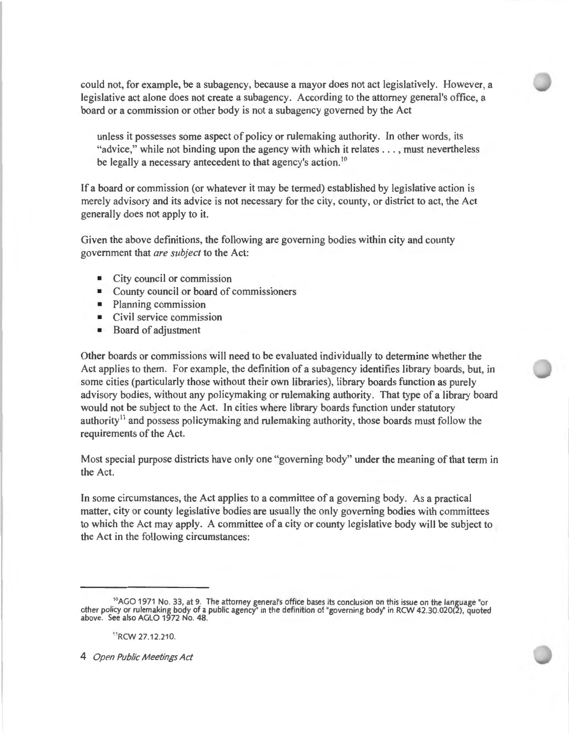could not, for example, be a subagency, because a mayor does not act legislatively. However, a legislative act alone does not create a subagency. According to the attorney general's office, a board or a commission or other body is not a subagency governed by the Act

> unless it possesses some aspect of policy or rulemaking authority. In other words, its "advice," while not binding upon the agency with which it relates . . . , must nevertheless be legally a necessary antecedent to that agency's action.[10]

If a board or commission (or whatever it may be termed) established by legislative action is merely advisory and its advice is not necessary for the city, county, or district to act, the Act generally does not apply to it.

Given the above definitions, the following are governing bodies within city and county government that *are subject* to the Act:

- City council or commission
- County council or board of commissioners
- Planning commission
- Civil service commission
- Board of adjustment

Other boards or commissions will need to be evaluated individually to determine whether the Act applies to them. For example, the definition of a subagency identifies library boards, but, in some cities (particularly those without their own libraries), library boards function as purely advisory bodies, without any policymaking or rulemaking authority. That type of a library board would not be subject to the Act. In cities where library boards function under statutory authority[11] and possess policymaking and rulemaking authority, those boards must follow the requirements of the Act.

Most special purpose districts have only one "governing body" under the meaning of that term in the Act.

In some circumstances, the Act applies to a committee of a governing body. As a practical matter, city or county legislative bodies are usually the only governing bodies with committees to which the Act may apply. A committee of a city or county legislative body will be subject to the Act in the following circumstances:

---

[10] AGO 1971 No. 33, at 9. The attorney general's office bases its conclusion on this issue on the language "or other policy or rulemaking body of a public agency" in the definition of "governing body" in RCW 42.30.020(2), quoted above. See also AGLO 1972 No. 48.

[11] RCW 27.12.210.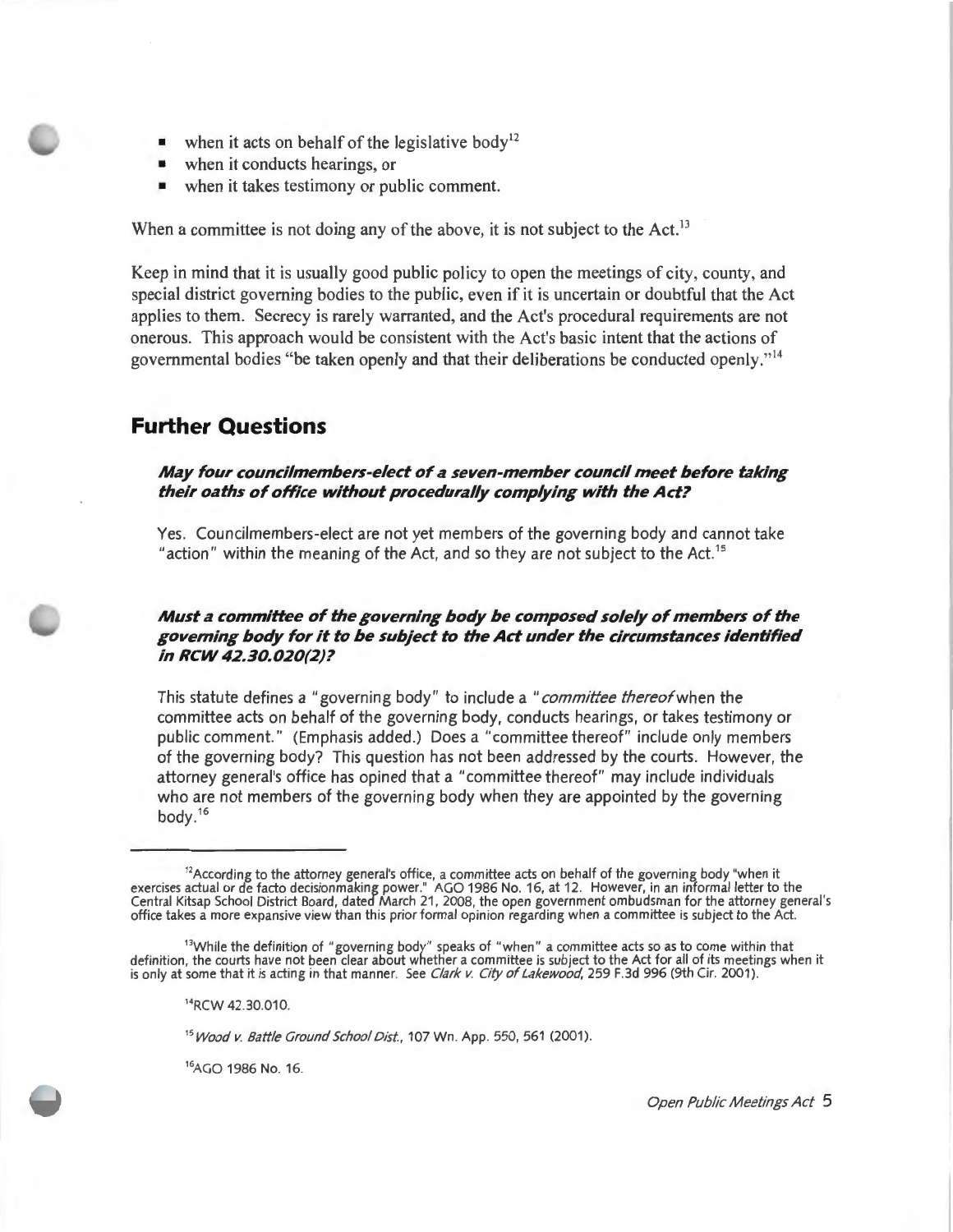- when it acts on behalf of the legislative body[12]
- when it conducts hearings, or
- when it takes testimony or public comment.

When a committee is not doing any of the above, it is not subject to the Act.[13]

Keep in mind that it is usually good public policy to open the meetings of city, county, and special district governing bodies to the public, even if it is uncertain or doubtful that the Act applies to them. Secrecy is rarely warranted, and the Act's procedural requirements are not onerous. This approach would be consistent with the Act's basic intent that the actions of governmental bodies "be taken openly and that their deliberations be conducted openly."[14]

## Further Questions

### *May four councilmembers-elect of a seven-member council meet before taking their oaths of office without procedurally complying with the Act?*

Yes. Councilmembers-elect are not yet members of the governing body and cannot take "action" within the meaning of the Act, and so they are not subject to the Act.[15]

### *Must a committee of the governing body be composed solely of members of the governing body for it to be subject to the Act under the circumstances identified in RCW 42.30.020(2)?*

This statute defines a "governing body" to include a "*committee thereof* when the committee acts on behalf of the governing body, conducts hearings, or takes testimony or public comment." (Emphasis added.) Does a "committee thereof" include only members of the governing body? This question has not been addressed by the courts. However, the attorney general's office has opined that a "committee thereof" may include individuals who are not members of the governing body when they are appointed by the governing body.[16]

---

[12] According to the attorney general's office, a committee acts on behalf of the governing body "when it exercises actual or de facto decisionmaking power." AGO 1986 No. 16, at 12. However, in an informal letter to the Central Kitsap School District Board, dated March 21, 2008, the open government ombudsman for the attorney general's office takes a more expansive view than this prior formal opinion regarding when a committee is subject to the Act.

[13] While the definition of "governing body" speaks of "when" a committee acts so as to come within that definition, the courts have not been clear about whether a committee is subject to the Act for all of its meetings when it is only at some that it is acting in that manner. See *Clark v. City of Lakewood*, 259 F.3d 996 (9th Cir. 2001).

[14] RCW 42.30.010.

[15] *Wood v. Battle Ground School Dist.*, 107 Wn. App. 550, 561 (2001).

[16] AGO 1986 No. 16.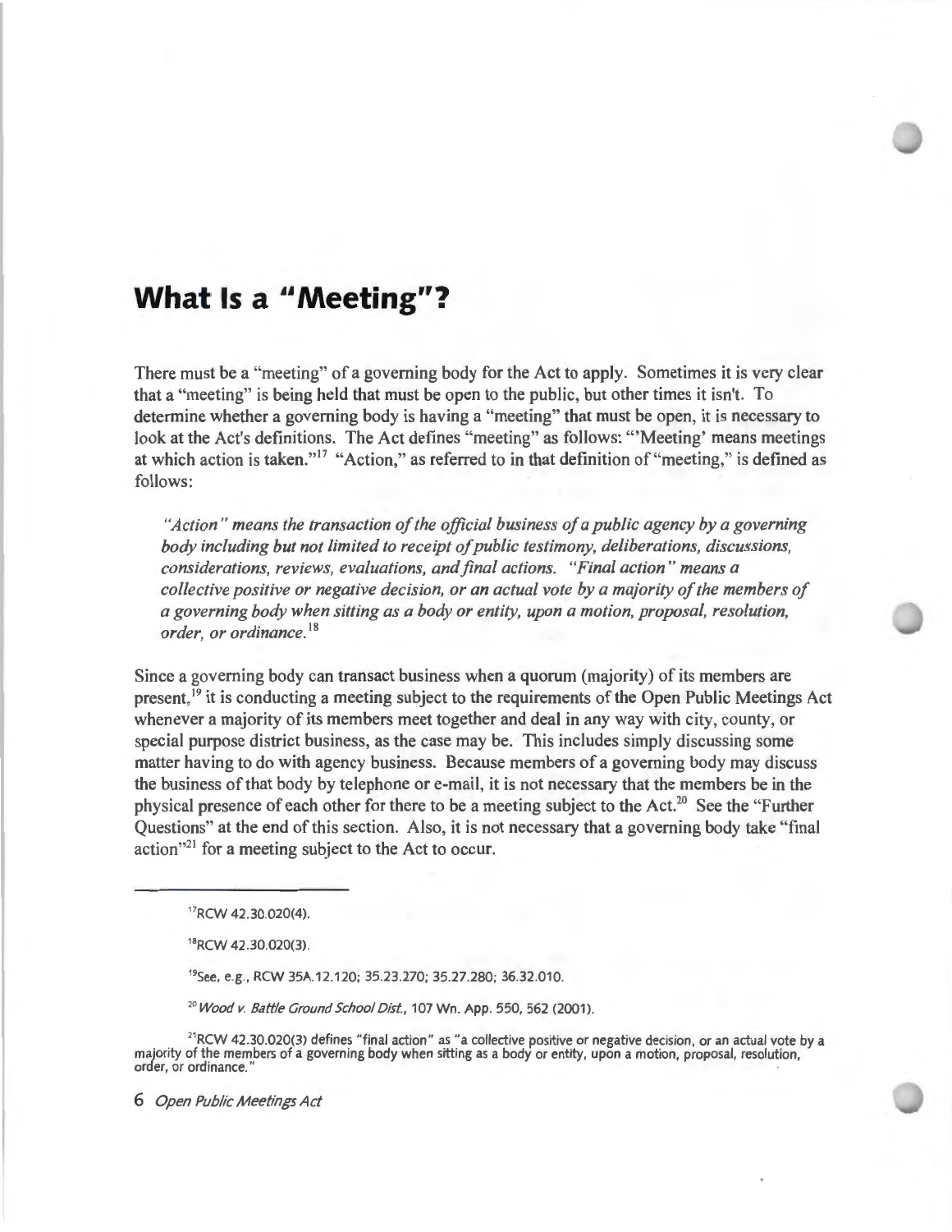# What Is a "Meeting"?

There must be a "meeting" of a governing body for the Act to apply. Sometimes it is very clear that a "meeting" is being held that must be open to the public, but other times it isn't. To determine whether a governing body is having a "meeting" that must be open, it is necessary to look at the Act's definitions. The Act defines "meeting" as follows: "'Meeting' means meetings at which action is taken."[17] "Action," as referred to in that definition of "meeting," is defined as follows:

> *"Action" means the transaction of the official business of a public agency by a governing body including but not limited to receipt of public testimony, deliberations, discussions, considerations, reviews, evaluations, and final actions. "Final action" means a collective positive or negative decision, or an actual vote by a majority of the members of a governing body when sitting as a body or entity, upon a motion, proposal, resolution, order, or ordinance.*[18]

Since a governing body can transact business when a quorum (majority) of its members are present,[19] it is conducting a meeting subject to the requirements of the Open Public Meetings Act whenever a majority of its members meet together and deal in any way with city, county, or special purpose district business, as the case may be. This includes simply discussing some matter having to do with agency business. Because members of a governing body may discuss the business of that body by telephone or e-mail, it is not necessary that the members be in the physical presence of each other for there to be a meeting subject to the Act.[20] See the "Further Questions" at the end of this section. Also, it is not necessary that a governing body take "final action"[21] for a meeting subject to the Act to occur.

---

[17]RCW 42.30.020(4).

[18]RCW 42.30.020(3).

[19]See, e.g., RCW 35A.12.120; 35.23.270; 35.27.280; 36.32.010.

[20]*Wood v. Battle Ground School Dist.*, 107 Wn. App. 550, 562 (2001).

[21]RCW 42.30.020(3) defines "final action" as "a collective positive or negative decision, or an actual vote by a majority of the members of a governing body when sitting as a body or entity, upon a motion, proposal, resolution, order, or ordinance."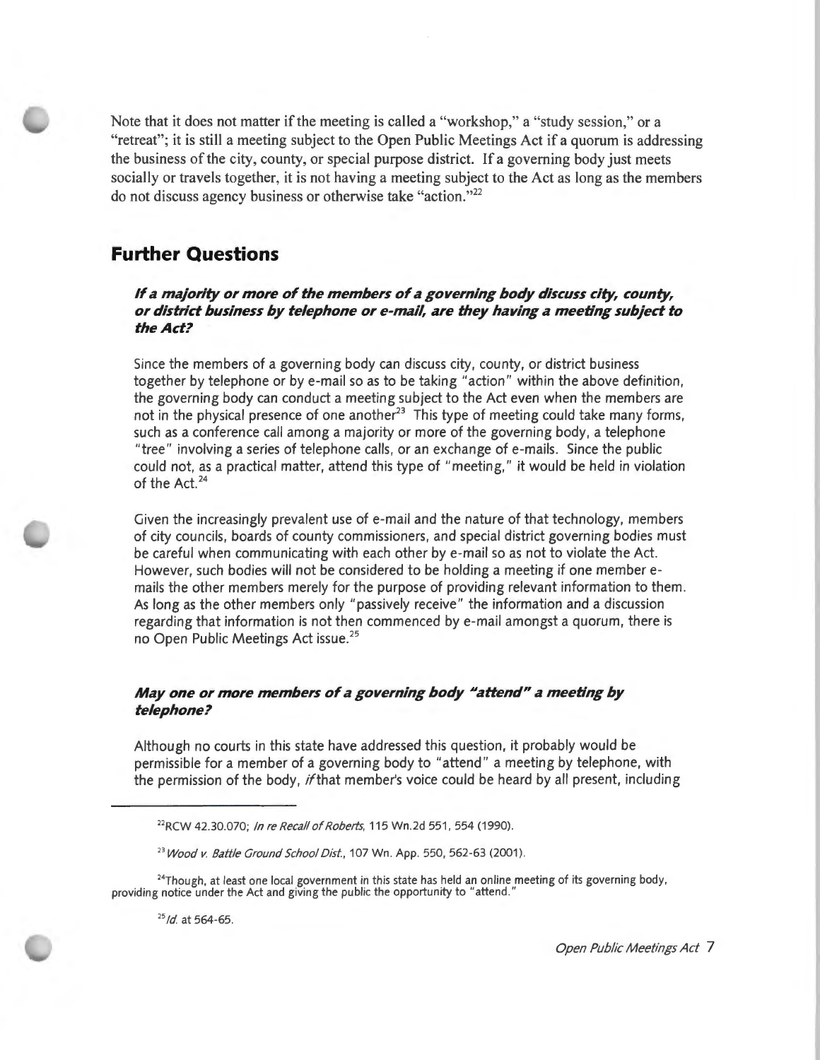Note that it does not matter if the meeting is called a "workshop," a "study session," or a "retreat"; it is still a meeting subject to the Open Public Meetings Act if a quorum is addressing the business of the city, county, or special purpose district. If a governing body just meets socially or travels together, it is not having a meeting subject to the Act as long as the members do not discuss agency business or otherwise take "action."[22]

## Further Questions

### *If a majority or more of the members of a governing body discuss city, county, or district business by telephone or e-mail, are they having a meeting subject to the Act?*

Since the members of a governing body can discuss city, county, or district business together by telephone or by e-mail so as to be taking "action" within the above definition, the governing body can conduct a meeting subject to the Act even when the members are not in the physical presence of one another[23] This type of meeting could take many forms, such as a conference call among a majority or more of the governing body, a telephone "tree" involving a series of telephone calls, or an exchange of e-mails. Since the public could not, as a practical matter, attend this type of "meeting," it would be held in violation of the Act.[24]

Given the increasingly prevalent use of e-mail and the nature of that technology, members of city councils, boards of county commissioners, and special district governing bodies must be careful when communicating with each other by e-mail so as not to violate the Act. However, such bodies will not be considered to be holding a meeting if one member e-mails the other members merely for the purpose of providing relevant information to them. As long as the other members only "passively receive" the information and a discussion regarding that information is not then commenced by e-mail amongst a quorum, there is no Open Public Meetings Act issue.[25]

### *May one or more members of a governing body "attend" a meeting by telephone?*

Although no courts in this state have addressed this question, it probably would be permissible for a member of a governing body to "attend" a meeting by telephone, with the permission of the body, *if* that member's voice could be heard by all present, including

---

[22] RCW 42.30.070; *In re Recall of Roberts*, 115 Wn.2d 551, 554 (1990).

[23] *Wood v. Battle Ground School Dist.*, 107 Wn. App. 550, 562-63 (2001).

[24] Though, at least one local government in this state has held an online meeting of its governing body, providing notice under the Act and giving the public the opportunity to "attend."

[25] *Id.* at 564-65.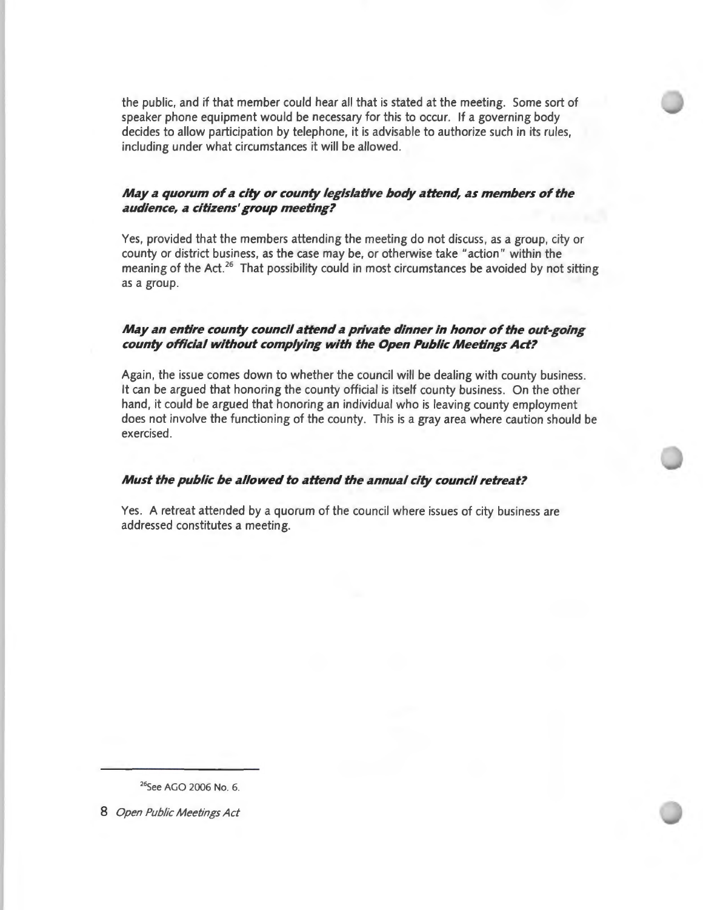the public, and if that member could hear all that is stated at the meeting. Some sort of speaker phone equipment would be necessary for this to occur. If a governing body decides to allow participation by telephone, it is advisable to authorize such in its rules, including under what circumstances it will be allowed.

### *May a quorum of a city or county legislative body attend, as members of the audience, a citizens' group meeting?*

Yes, provided that the members attending the meeting do not discuss, as a group, city or county or district business, as the case may be, or otherwise take "action" within the meaning of the Act.[26] That possibility could in most circumstances be avoided by not sitting as a group.

### *May an entire county council attend a private dinner in honor of the out-going county official without complying with the Open Public Meetings Act?*

Again, the issue comes down to whether the council will be dealing with county business. It can be argued that honoring the county official is itself county business. On the other hand, it could be argued that honoring an individual who is leaving county employment does not involve the functioning of the county. This is a gray area where caution should be exercised.

### *Must the public be allowed to attend the annual city council retreat?*

Yes. A retreat attended by a quorum of the council where issues of city business are addressed constitutes a meeting.

---

[26] See AGO 2006 No. 6.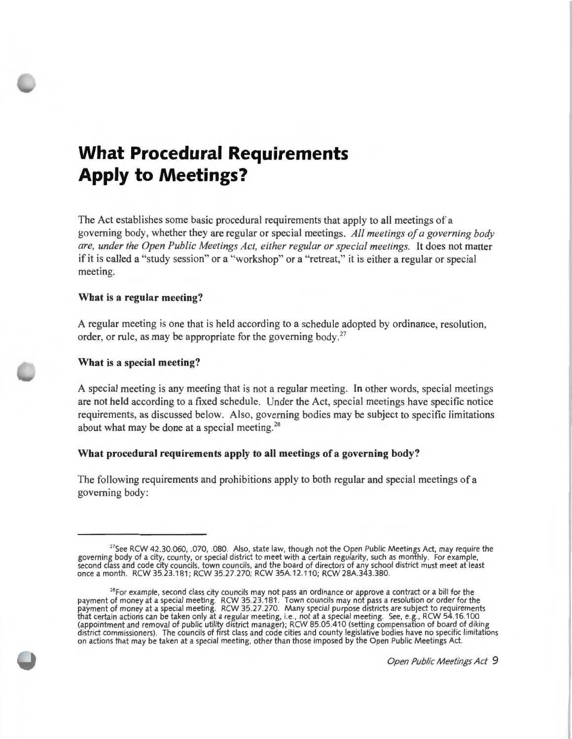# What Procedural Requirements Apply to Meetings?

The Act establishes some basic procedural requirements that apply to all meetings of a governing body, whether they are regular or special meetings. *All meetings of a governing body are, under the Open Public Meetings Act, either regular or special meetings.* It does not matter if it is called a "study session" or a "workshop" or a "retreat," it is either a regular or special meeting.

**What is a regular meeting?**

A regular meeting is one that is held according to a schedule adopted by ordinance, resolution, order, or rule, as may be appropriate for the governing body.[27]

**What is a special meeting?**

A special meeting is any meeting that is not a regular meeting. In other words, special meetings are not held according to a fixed schedule. Under the Act, special meetings have specific notice requirements, as discussed below. Also, governing bodies may be subject to specific limitations about what may be done at a special meeting.[28]

**What procedural requirements apply to all meetings of a governing body?**

The following requirements and prohibitions apply to both regular and special meetings of a governing body:

---

[27] See RCW 42.30.060, .070, .080. Also, state law, though not the Open Public Meetings Act, may require the governing body of a city, county, or special district to meet with a certain regularity, such as monthly. For example, second class and code city councils, town councils, and the board of directors of any school district must meet at least once a month. RCW 35.23.181; RCW 35.27.270; RCW 35A.12.110; RCW 28A.343.380.

[28] For example, second class city councils may not pass an ordinance or approve a contract or a bill for the payment of money at a special meeting. RCW 35.23.181. Town councils may not pass a resolution or order for the payment of money at a special meeting. RCW 35.27.270. Many special purpose districts are subject to requirements that certain actions can be taken only at a regular meeting, i.e., not at a special meeting. See, e.g., RCW 54.16.100 (appointment and removal of public utility district manager); RCW 85.05.410 (setting compensation of board of diking district commissioners). The councils of first class and code cities and county legislative bodies have no specific limitations on actions that may be taken at a special meeting, other than those imposed by the Open Public Meetings Act.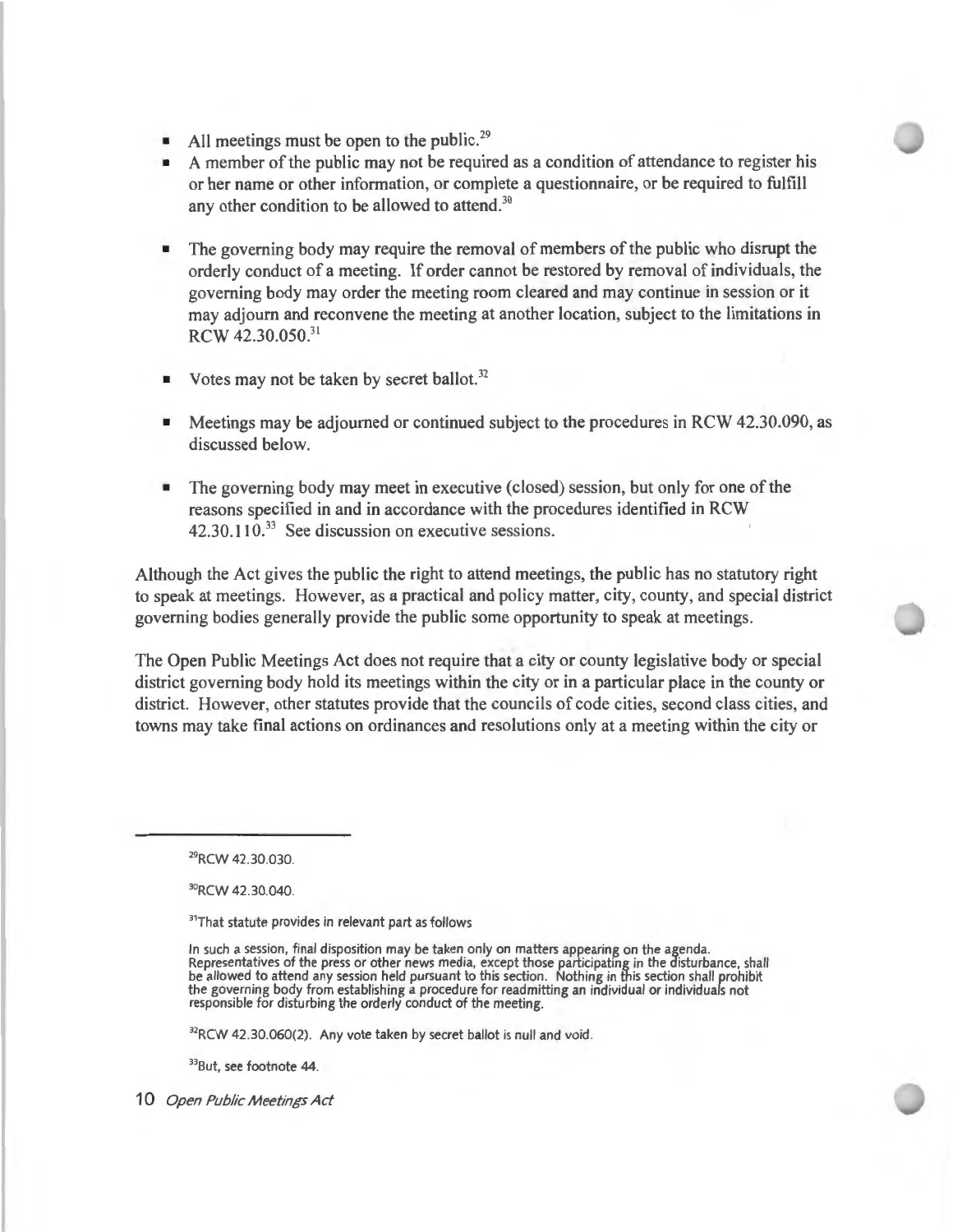- All meetings must be open to the public.[29]
- A member of the public may not be required as a condition of attendance to register his or her name or other information, or complete a questionnaire, or be required to fulfill any other condition to be allowed to attend.[30]
- The governing body may require the removal of members of the public who disrupt the orderly conduct of a meeting. If order cannot be restored by removal of individuals, the governing body may order the meeting room cleared and may continue in session or it may adjourn and reconvene the meeting at another location, subject to the limitations in RCW 42.30.050.[31]
- Votes may not be taken by secret ballot.[32]
- Meetings may be adjourned or continued subject to the procedures in RCW 42.30.090, as discussed below.
- The governing body may meet in executive (closed) session, but only for one of the reasons specified in and in accordance with the procedures identified in RCW 42.30.110.[33] See discussion on executive sessions.

Although the Act gives the public the right to attend meetings, the public has no statutory right to speak at meetings. However, as a practical and policy matter, city, county, and special district governing bodies generally provide the public some opportunity to speak at meetings.

The Open Public Meetings Act does not require that a city or county legislative body or special district governing body hold its meetings within the city or in a particular place in the county or district. However, other statutes provide that the councils of code cities, second class cities, and towns may take final actions on ordinances and resolutions only at a meeting within the city or

---

[29] RCW 42.30.030.

[30] RCW 42.30.040.

[31] That statute provides in relevant part as follows

> In such a session, final disposition may be taken only on matters appearing on the agenda. Representatives of the press or other news media, except those participating in the disturbance, shall be allowed to attend any session held pursuant to this section. Nothing in this section shall prohibit the governing body from establishing a procedure for readmitting an individual or individuals not responsible for disturbing the orderly conduct of the meeting.

[32] RCW 42.30.060(2). Any vote taken by secret ballot is null and void.

[33] But, see footnote 44.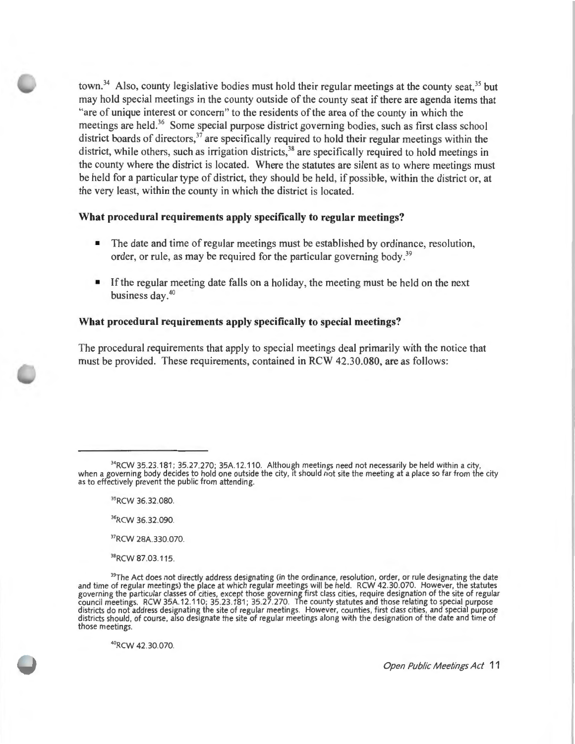town.[34] Also, county legislative bodies must hold their regular meetings at the county seat,[35] but may hold special meetings in the county outside of the county seat if there are agenda items that "are of unique interest or concern" to the residents of the area of the county in which the meetings are held.[36] Some special purpose district governing bodies, such as first class school district boards of directors,[37] are specifically required to hold their regular meetings within the district, while others, such as irrigation districts,[38] are specifically required to hold meetings in the county where the district is located. Where the statutes are silent as to where meetings must be held for a particular type of district, they should be held, if possible, within the district or, at the very least, within the county in which the district is located.

**What procedural requirements apply specifically to regular meetings?**

- The date and time of regular meetings must be established by ordinance, resolution, order, or rule, as may be required for the particular governing body.[39]
- If the regular meeting date falls on a holiday, the meeting must be held on the next business day.[40]

**What procedural requirements apply specifically to special meetings?**

The procedural requirements that apply to special meetings deal primarily with the notice that must be provided. These requirements, contained in RCW 42.30.080, are as follows:

---

[34] RCW 35.23.181; 35.27.270; 35A.12.110. Although meetings need not necessarily be held within a city, when a governing body decides to hold one outside the city, it should not site the meeting at a place so far from the city as to effectively prevent the public from attending.

[35] RCW 36.32.080.

[36] RCW 36.32.090.

[37] RCW 28A.330.070.

[38] RCW 87.03.115.

[39] The Act does not directly address designating (in the ordinance, resolution, order, or rule designating the date and time of regular meetings) the place at which regular meetings will be held. RCW 42.30.070. However, the statutes governing the particular classes of cities, except those governing first class cities, require designation of the site of regular council meetings. RCW 35A.12.110; 35.23.181; 35.27.270. The county statutes and those relating to special purpose districts do not address designating the site of regular meetings. However, counties, first class cities, and special purpose districts should, of course, also designate the site of regular meetings along with the designation of the date and time of those meetings.

[40] RCW 42.30.070.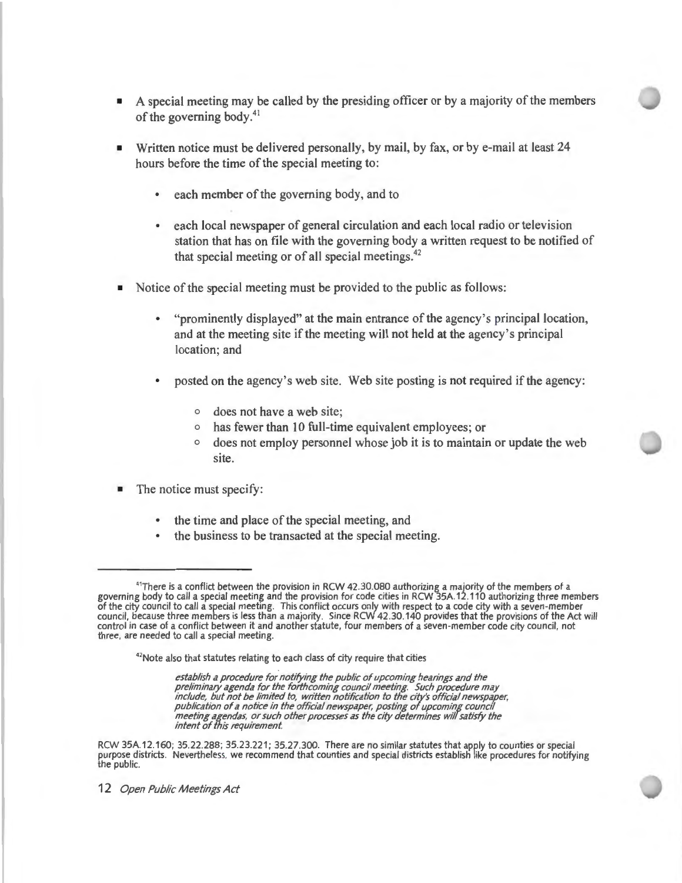- A special meeting may be called by the presiding officer or by a majority of the members of the governing body.[41]

- Written notice must be delivered personally, by mail, by fax, or by e-mail at least 24 hours before the time of the special meeting to:

  - each member of the governing body, and to

  - each local newspaper of general circulation and each local radio or television station that has on file with the governing body a written request to be notified of that special meeting or of all special meetings.[42]

- Notice of the special meeting must be provided to the public as follows:

  - "prominently displayed" at the main entrance of the agency's principal location, and at the meeting site if the meeting will not held at the agency's principal location; and

  - posted on the agency's web site. Web site posting is not required if the agency:

    - does not have a web site;
    - has fewer than 10 full-time equivalent employees; or
    - does not employ personnel whose job it is to maintain or update the web site.

- The notice must specify:

  - the time and place of the special meeting, and
  - the business to be transacted at the special meeting.

---

[41] There is a conflict between the provision in RCW 42.30.080 authorizing a majority of the members of a governing body to call a special meeting and the provision for code cities in RCW 35A.12.110 authorizing three members of the city council to call a special meeting. This conflict occurs only with respect to a code city with a seven-member council, because three members is less than a majority. Since RCW 42.30.140 provides that the provisions of the Act will control in case of a conflict between it and another statute, four members of a seven-member code city council, not three, are needed to call a special meeting.

[42] Note also that statutes relating to each class of city require that cities

> *establish a procedure for notifying the public of upcoming hearings and the preliminary agenda for the forthcoming council meeting. Such procedure may include, but not be limited to, written notification to the city's official newspaper, publication of a notice in the official newspaper, posting of upcoming council meeting agendas, or such other processes as the city determines will satisfy the intent of this requirement.*

RCW 35A.12.160; 35.22.288; 35.23.221; 35.27.300. There are no similar statutes that apply to counties or special purpose districts. Nevertheless, we recommend that counties and special districts establish like procedures for notifying the public.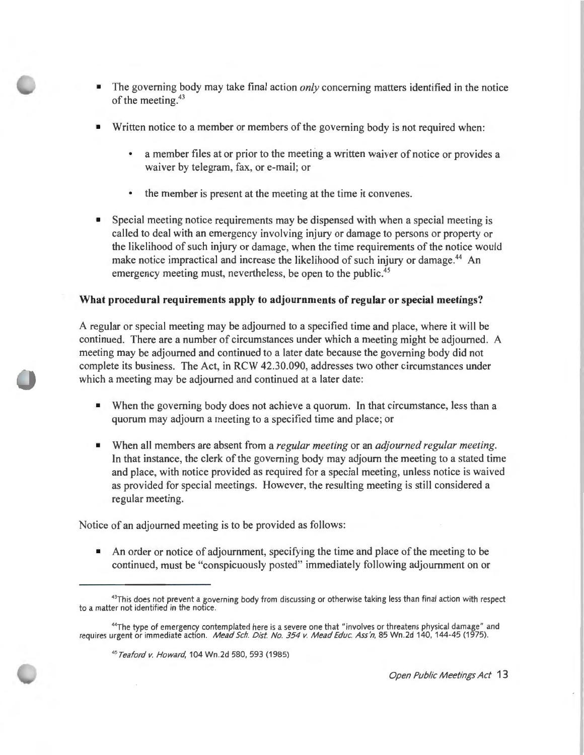- The governing body may take final action *only* concerning matters identified in the notice of the meeting.[43]

- Written notice to a member or members of the governing body is not required when:

  - a member files at or prior to the meeting a written waiver of notice or provides a waiver by telegram, fax, or e-mail; or

  - the member is present at the meeting at the time it convenes.

- Special meeting notice requirements may be dispensed with when a special meeting is called to deal with an emergency involving injury or damage to persons or property or the likelihood of such injury or damage, when the time requirements of the notice would make notice impractical and increase the likelihood of such injury or damage.[44] An emergency meeting must, nevertheless, be open to the public.[45]

**What procedural requirements apply to adjournments of regular or special meetings?**

A regular or special meeting may be adjourned to a specified time and place, where it will be continued. There are a number of circumstances under which a meeting might be adjourned. A meeting may be adjourned and continued to a later date because the governing body did not complete its business. The Act, in RCW 42.30.090, addresses two other circumstances under which a meeting may be adjourned and continued at a later date:

- When the governing body does not achieve a quorum. In that circumstance, less than a quorum may adjourn a meeting to a specified time and place; or

- When all members are absent from a *regular meeting* or an *adjourned regular meeting*. In that instance, the clerk of the governing body may adjourn the meeting to a stated time and place, with notice provided as required for a special meeting, unless notice is waived as provided for special meetings. However, the resulting meeting is still considered a regular meeting.

Notice of an adjourned meeting is to be provided as follows:

- An order or notice of adjournment, specifying the time and place of the meeting to be continued, must be "conspicuously posted" immediately following adjournment on or

---

[43] This does not prevent a governing body from discussing or otherwise taking less than final action with respect to a matter not identified in the notice.

[44] The type of emergency contemplated here is a severe one that "involves or threatens physical damage" and requires urgent or immediate action. *Mead Sch. Dist. No. 354 v. Mead Educ. Ass'n*, 85 Wn.2d 140, 144-45 (1975).

[45] *Teaford v. Howard*, 104 Wn.2d 580, 593 (1985)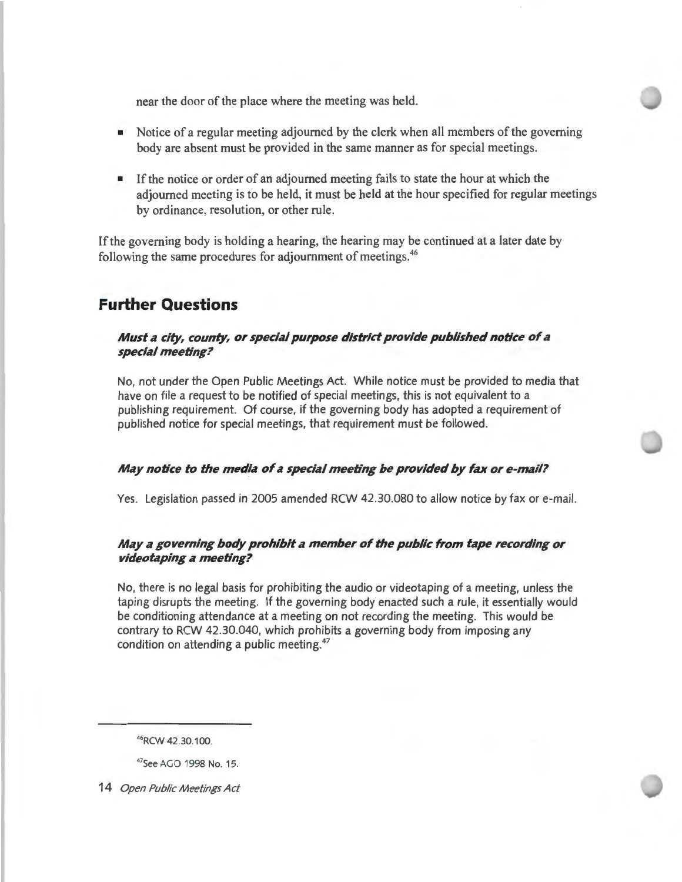near the door of the place where the meeting was held.

- Notice of a regular meeting adjourned by the clerk when all members of the governing body are absent must be provided in the same manner as for special meetings.

- If the notice or order of an adjourned meeting fails to state the hour at which the adjourned meeting is to be held, it must be held at the hour specified for regular meetings by ordinance, resolution, or other rule.

If the governing body is holding a hearing, the hearing may be continued at a later date by following the same procedures for adjournment of meetings.[46]

## Further Questions

### *Must a city, county, or special purpose district provide published notice of a special meeting?*

No, not under the Open Public Meetings Act. While notice must be provided to media that have on file a request to be notified of special meetings, this is not equivalent to a publishing requirement. Of course, if the governing body has adopted a requirement of published notice for special meetings, that requirement must be followed.

### *May notice to the media of a special meeting be provided by fax or e-mail?*

Yes. Legislation passed in 2005 amended RCW 42.30.080 to allow notice by fax or e-mail.

### *May a governing body prohibit a member of the public from tape recording or videotaping a meeting?*

No, there is no legal basis for prohibiting the audio or videotaping of a meeting, unless the taping disrupts the meeting. If the governing body enacted such a rule, it essentially would be conditioning attendance at a meeting on not recording the meeting. This would be contrary to RCW 42.30.040, which prohibits a governing body from imposing any condition on attending a public meeting.[47]

---

[46] RCW 42.30.100.

[47] See AGO 1998 No. 15.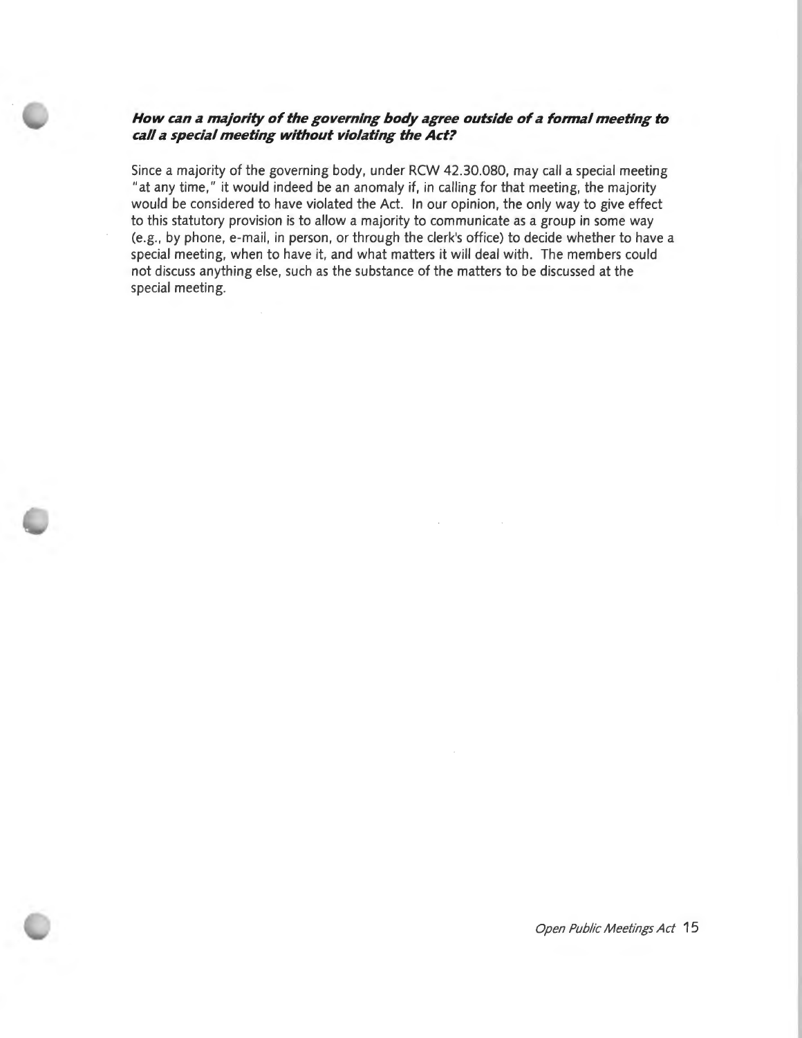***How can a majority of the governing body agree outside of a formal meeting to call a special meeting without violating the Act?***

Since a majority of the governing body, under RCW 42.30.080, may call a special meeting "at any time," it would indeed be an anomaly if, in calling for that meeting, the majority would be considered to have violated the Act. In our opinion, the only way to give effect to this statutory provision is to allow a majority to communicate as a group in some way (e.g., by phone, e-mail, in person, or through the clerk's office) to decide whether to have a special meeting, when to have it, and what matters it will deal with. The members could not discuss anything else, such as the substance of the matters to be discussed at the special meeting.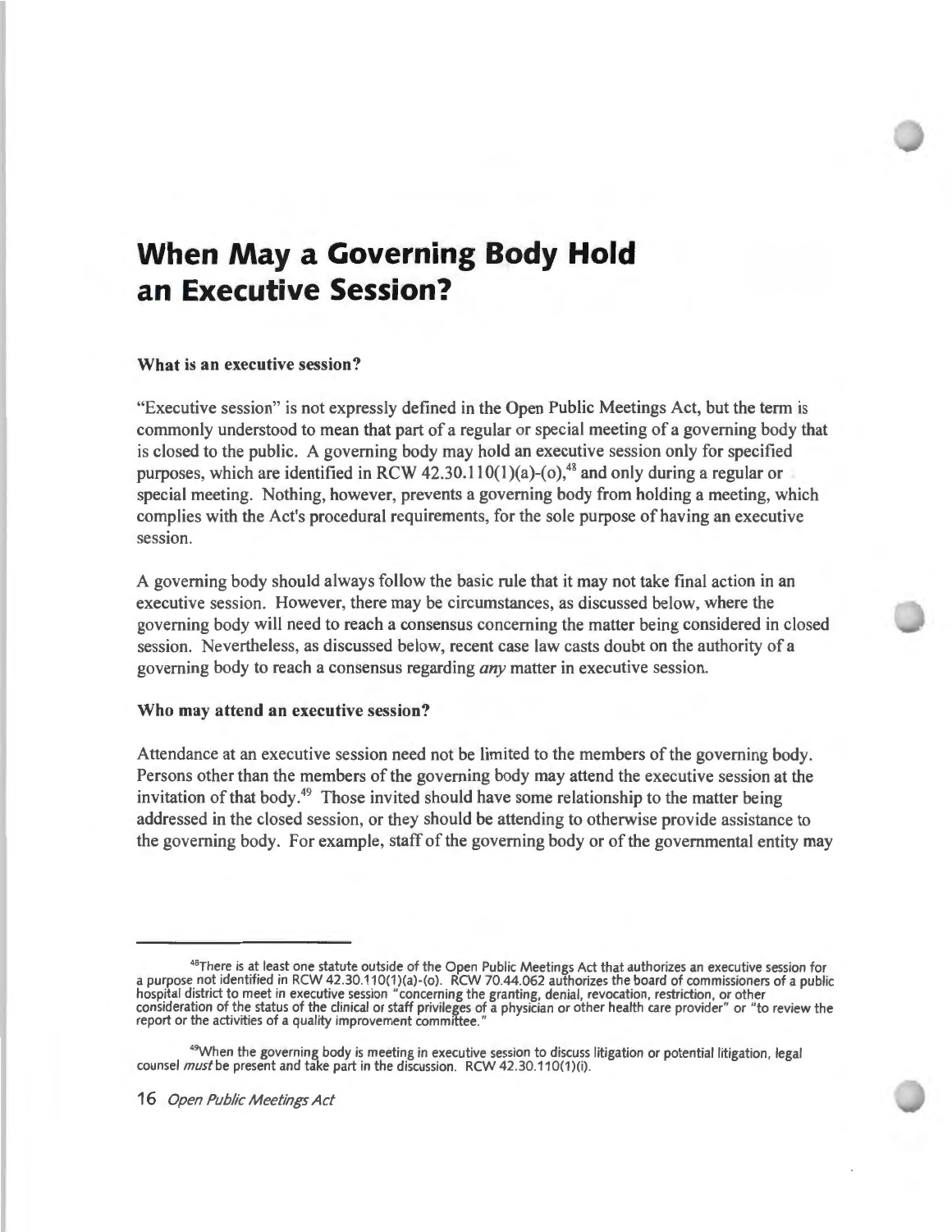# When May a Governing Body Hold an Executive Session?

**What is an executive session?**

"Executive session" is not expressly defined in the Open Public Meetings Act, but the term is commonly understood to mean that part of a regular or special meeting of a governing body that is closed to the public. A governing body may hold an executive session only for specified purposes, which are identified in RCW 42.30.110(1)(a)-(o),[48] and only during a regular or special meeting. Nothing, however, prevents a governing body from holding a meeting, which complies with the Act's procedural requirements, for the sole purpose of having an executive session.

A governing body should always follow the basic rule that it may not take final action in an executive session. However, there may be circumstances, as discussed below, where the governing body will need to reach a consensus concerning the matter being considered in closed session. Nevertheless, as discussed below, recent case law casts doubt on the authority of a governing body to reach a consensus regarding *any* matter in executive session.

**Who may attend an executive session?**

Attendance at an executive session need not be limited to the members of the governing body. Persons other than the members of the governing body may attend the executive session at the invitation of that body.[49] Those invited should have some relationship to the matter being addressed in the closed session, or they should be attending to otherwise provide assistance to the governing body. For example, staff of the governing body or of the governmental entity may

---

[48] There is at least one statute outside of the Open Public Meetings Act that authorizes an executive session for a purpose not identified in RCW 42.30.110(1)(a)-(o). RCW 70.44.062 authorizes the board of commissioners of a public hospital district to meet in executive session "concerning the granting, denial, revocation, restriction, or other consideration of the status of the clinical or staff privileges of a physician or other health care provider" or "to review the report or the activities of a quality improvement committee."

[49] When the governing body is meeting in executive session to discuss litigation or potential litigation, legal counsel *must* be present and take part in the discussion. RCW 42.30.110(1)(i).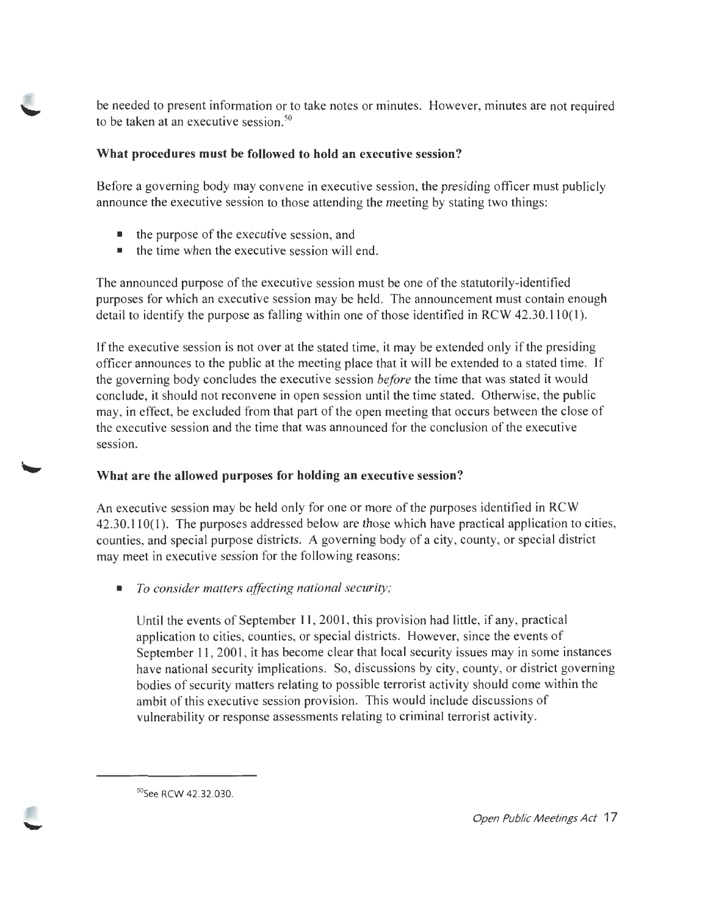be needed to present information or to take notes or minutes. However, minutes are not required to be taken at an executive session.[50]

**What procedures must be followed to hold an executive session?**

Before a governing body may convene in executive session, the presiding officer must publicly announce the executive session to those attending the meeting by stating two things:

- the purpose of the executive session, and
- the time when the executive session will end.

The announced purpose of the executive session must be one of the statutorily-identified purposes for which an executive session may be held. The announcement must contain enough detail to identify the purpose as falling within one of those identified in RCW 42.30.110(1).

If the executive session is not over at the stated time, it may be extended only if the presiding officer announces to the public at the meeting place that it will be extended to a stated time. If the governing body concludes the executive session *before* the time that was stated it would conclude, it should not reconvene in open session until the time stated. Otherwise, the public may, in effect, be excluded from that part of the open meeting that occurs between the close of the executive session and the time that was announced for the conclusion of the executive session.

**What are the allowed purposes for holding an executive session?**

An executive session may be held only for one or more of the purposes identified in RCW 42.30.110(1). The purposes addressed below are those which have practical application to cities, counties, and special purpose districts. A governing body of a city, county, or special district may meet in executive session for the following reasons:

- *To consider matters affecting national security;*

  Until the events of September 11, 2001, this provision had little, if any, practical application to cities, counties, or special districts. However, since the events of September 11, 2001, it has become clear that local security issues may in some instances have national security implications. So, discussions by city, county, or district governing bodies of security matters relating to possible terrorist activity should come within the ambit of this executive session provision. This would include discussions of vulnerability or response assessments relating to criminal terrorist activity.

---

[50] See RCW 42.32.030.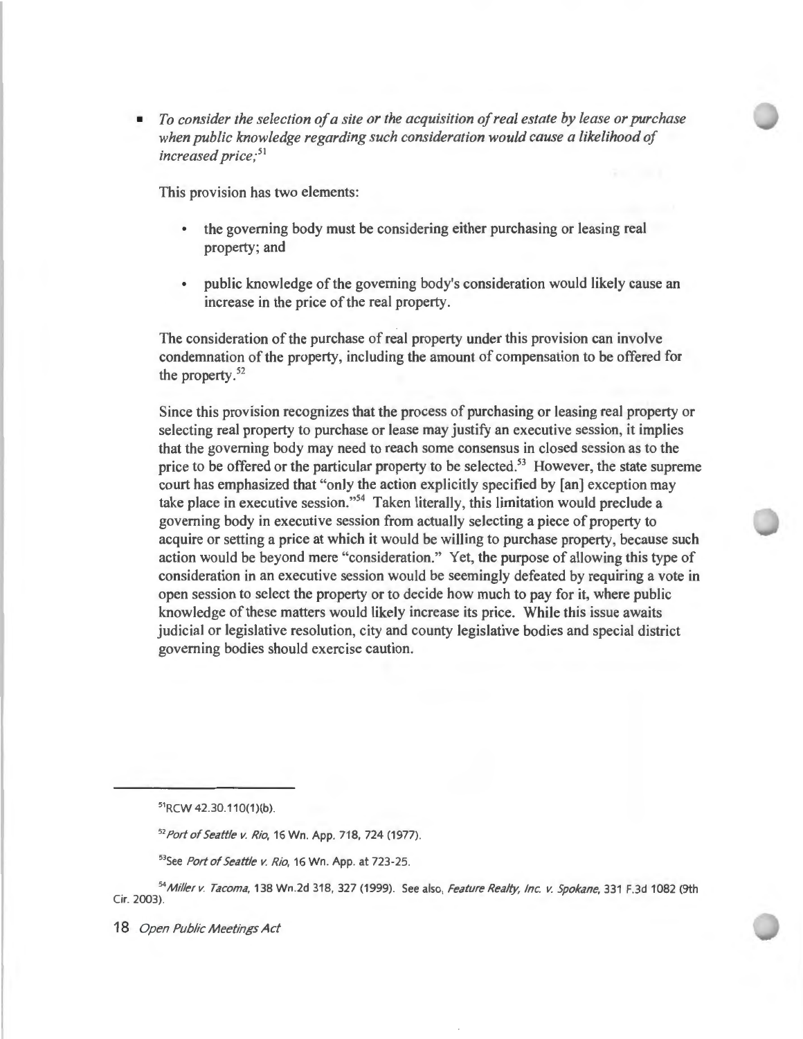- *To consider the selection of a site or the acquisition of real estate by lease or purchase when public knowledge regarding such consideration would cause a likelihood of increased price;*[51]

This provision has two elements:

- the governing body must be considering either purchasing or leasing real property; and
- public knowledge of the governing body's consideration would likely cause an increase in the price of the real property.

The consideration of the purchase of real property under this provision can involve condemnation of the property, including the amount of compensation to be offered for the property.[52]

Since this provision recognizes that the process of purchasing or leasing real property or selecting real property to purchase or lease may justify an executive session, it implies that the governing body may need to reach some consensus in closed session as to the price to be offered or the particular property to be selected.[53] However, the state supreme court has emphasized that "only the action explicitly specified by [an] exception may take place in executive session."[54] Taken literally, this limitation would preclude a governing body in executive session from actually selecting a piece of property to acquire or setting a price at which it would be willing to purchase property, because such action would be beyond mere "consideration." Yet, the purpose of allowing this type of consideration in an executive session would be seemingly defeated by requiring a vote in open session to select the property or to decide how much to pay for it, where public knowledge of these matters would likely increase its price. While this issue awaits judicial or legislative resolution, city and county legislative bodies and special district governing bodies should exercise caution.

---

[51] RCW 42.30.110(1)(b).

[52] *Port of Seattle v. Rio*, 16 Wn. App. 718, 724 (1977).

[53] See *Port of Seattle v. Rio*, 16 Wn. App. at 723-25.

[54] *Miller v. Tacoma*, 138 Wn.2d 318, 327 (1999). See also, *Feature Realty, Inc. v. Spokane*, 331 F.3d 1082 (9th Cir. 2003).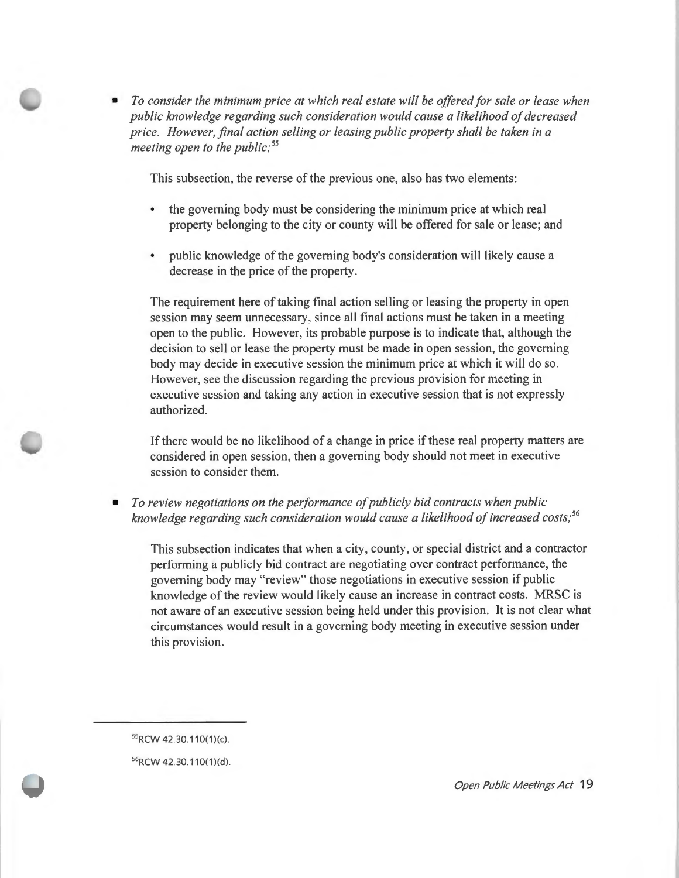- *To consider the minimum price at which real estate will be offered for sale or lease when public knowledge regarding such consideration would cause a likelihood of decreased price. However, final action selling or leasing public property shall be taken in a meeting open to the public;*[55]

  This subsection, the reverse of the previous one, also has two elements:

  - the governing body must be considering the minimum price at which real property belonging to the city or county will be offered for sale or lease; and
  - public knowledge of the governing body's consideration will likely cause a decrease in the price of the property.

  The requirement here of taking final action selling or leasing the property in open session may seem unnecessary, since all final actions must be taken in a meeting open to the public. However, its probable purpose is to indicate that, although the decision to sell or lease the property must be made in open session, the governing body may decide in executive session the minimum price at which it will do so. However, see the discussion regarding the previous provision for meeting in executive session and taking any action in executive session that is not expressly authorized.

  If there would be no likelihood of a change in price if these real property matters are considered in open session, then a governing body should not meet in executive session to consider them.

- *To review negotiations on the performance of publicly bid contracts when public knowledge regarding such consideration would cause a likelihood of increased costs;*[56]

  This subsection indicates that when a city, county, or special district and a contractor performing a publicly bid contract are negotiating over contract performance, the governing body may "review" those negotiations in executive session if public knowledge of the review would likely cause an increase in contract costs. MRSC is not aware of an executive session being held under this provision. It is not clear what circumstances would result in a governing body meeting in executive session under this provision.

---

[55] RCW 42.30.110(1)(c).

[56] RCW 42.30.110(1)(d).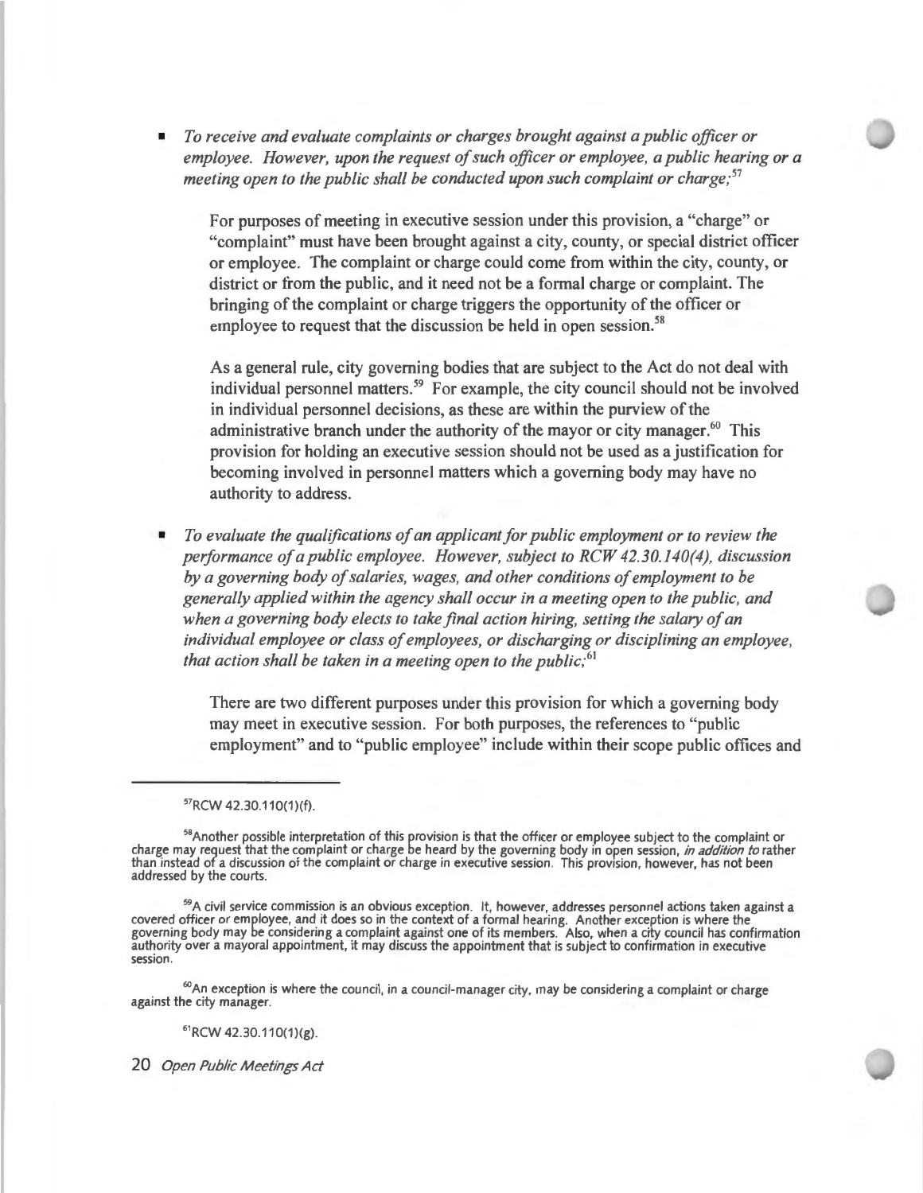- *To receive and evaluate complaints or charges brought against a public officer or employee. However, upon the request of such officer or employee, a public hearing or a meeting open to the public shall be conducted upon such complaint or charge;*[57]

  For purposes of meeting in executive session under this provision, a "charge" or "complaint" must have been brought against a city, county, or special district officer or employee. The complaint or charge could come from within the city, county, or district or from the public, and it need not be a formal charge or complaint. The bringing of the complaint or charge triggers the opportunity of the officer or employee to request that the discussion be held in open session.[58]

  As a general rule, city governing bodies that are subject to the Act do not deal with individual personnel matters.[59] For example, the city council should not be involved in individual personnel decisions, as these are within the purview of the administrative branch under the authority of the mayor or city manager.[60] This provision for holding an executive session should not be used as a justification for becoming involved in personnel matters which a governing body may have no authority to address.

- *To evaluate the qualifications of an applicant for public employment or to review the performance of a public employee. However, subject to RCW 42.30.140(4), discussion by a governing body of salaries, wages, and other conditions of employment to be generally applied within the agency shall occur in a meeting open to the public, and when a governing body elects to take final action hiring, setting the salary of an individual employee or class of employees, or discharging or disciplining an employee, that action shall be taken in a meeting open to the public;*[61]

  There are two different purposes under this provision for which a governing body may meet in executive session. For both purposes, the references to "public employment" and to "public employee" include within their scope public offices and

---

[57] RCW 42.30.110(1)(f).

[58] Another possible interpretation of this provision is that the officer or employee subject to the complaint or charge may request that the complaint or charge be heard by the governing body in open session, *in addition to* rather than instead of a discussion of the complaint or charge in executive session. This provision, however, has not been addressed by the courts.

[59] A civil service commission is an obvious exception. It, however, addresses personnel actions taken against a covered officer or employee, and it does so in the context of a formal hearing. Another exception is where the governing body may be considering a complaint against one of its members. Also, when a city council has confirmation authority over a mayoral appointment, it may discuss the appointment that is subject to confirmation in executive session.

[60] An exception is where the council, in a council-manager city, may be considering a complaint or charge against the city manager.

[61] RCW 42.30.110(1)(g).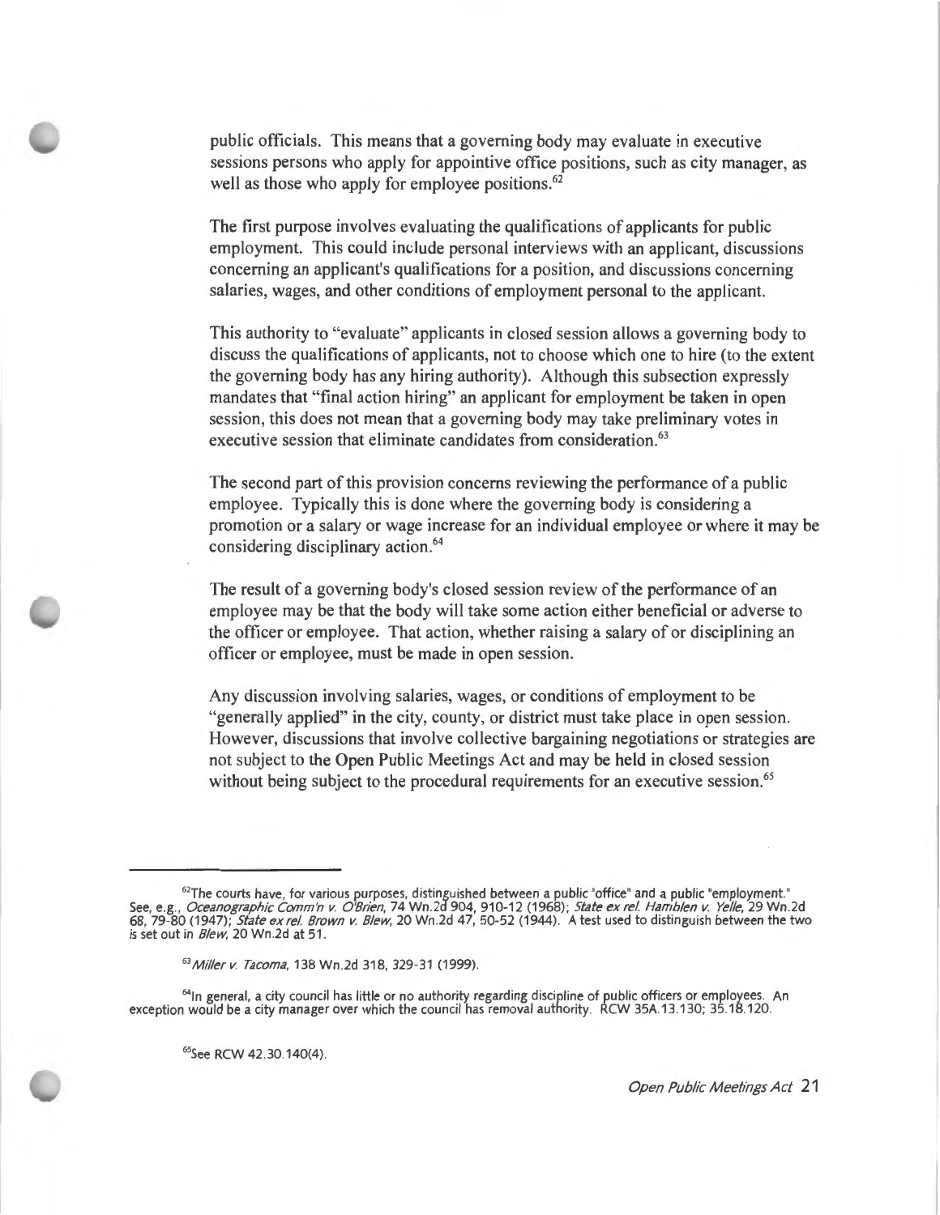public officials. This means that a governing body may evaluate in executive sessions persons who apply for appointive office positions, such as city manager, as well as those who apply for employee positions.[62]

The first purpose involves evaluating the qualifications of applicants for public employment. This could include personal interviews with an applicant, discussions concerning an applicant's qualifications for a position, and discussions concerning salaries, wages, and other conditions of employment personal to the applicant.

This authority to "evaluate" applicants in closed session allows a governing body to discuss the qualifications of applicants, not to choose which one to hire (to the extent the governing body has any hiring authority). Although this subsection expressly mandates that "final action hiring" an applicant for employment be taken in open session, this does not mean that a governing body may take preliminary votes in executive session that eliminate candidates from consideration.[63]

The second part of this provision concerns reviewing the performance of a public employee. Typically this is done where the governing body is considering a promotion or a salary or wage increase for an individual employee or where it may be considering disciplinary action.[64]

The result of a governing body's closed session review of the performance of an employee may be that the body will take some action either beneficial or adverse to the officer or employee. That action, whether raising a salary of or disciplining an officer or employee, must be made in open session.

Any discussion involving salaries, wages, or conditions of employment to be "generally applied" in the city, county, or district must take place in open session. However, discussions that involve collective bargaining negotiations or strategies are not subject to the Open Public Meetings Act and may be held in closed session without being subject to the procedural requirements for an executive session.[65]

---

[62] The courts have, for various purposes, distinguished between a public "office" and a public "employment." See, e.g., *Oceanographic Comm'n v. O'Brien*, 74 Wn.2d 904, 910-12 (1968); *State ex rel. Hamblen v. Yelle*, 29 Wn.2d 68, 79-80 (1947); *State ex rel. Brown v. Blew*, 20 Wn.2d 47, 50-52 (1944). A test used to distinguish between the two is set out in *Blew*, 20 Wn.2d at 51.

[63] *Miller v. Tacoma*, 138 Wn.2d 318, 329-31 (1999).

[64] In general, a city council has little or no authority regarding discipline of public officers or employees. An exception would be a city manager over which the council has removal authority. RCW 35A.13.130; 35.18.120.

[65] See RCW 42.30.140(4).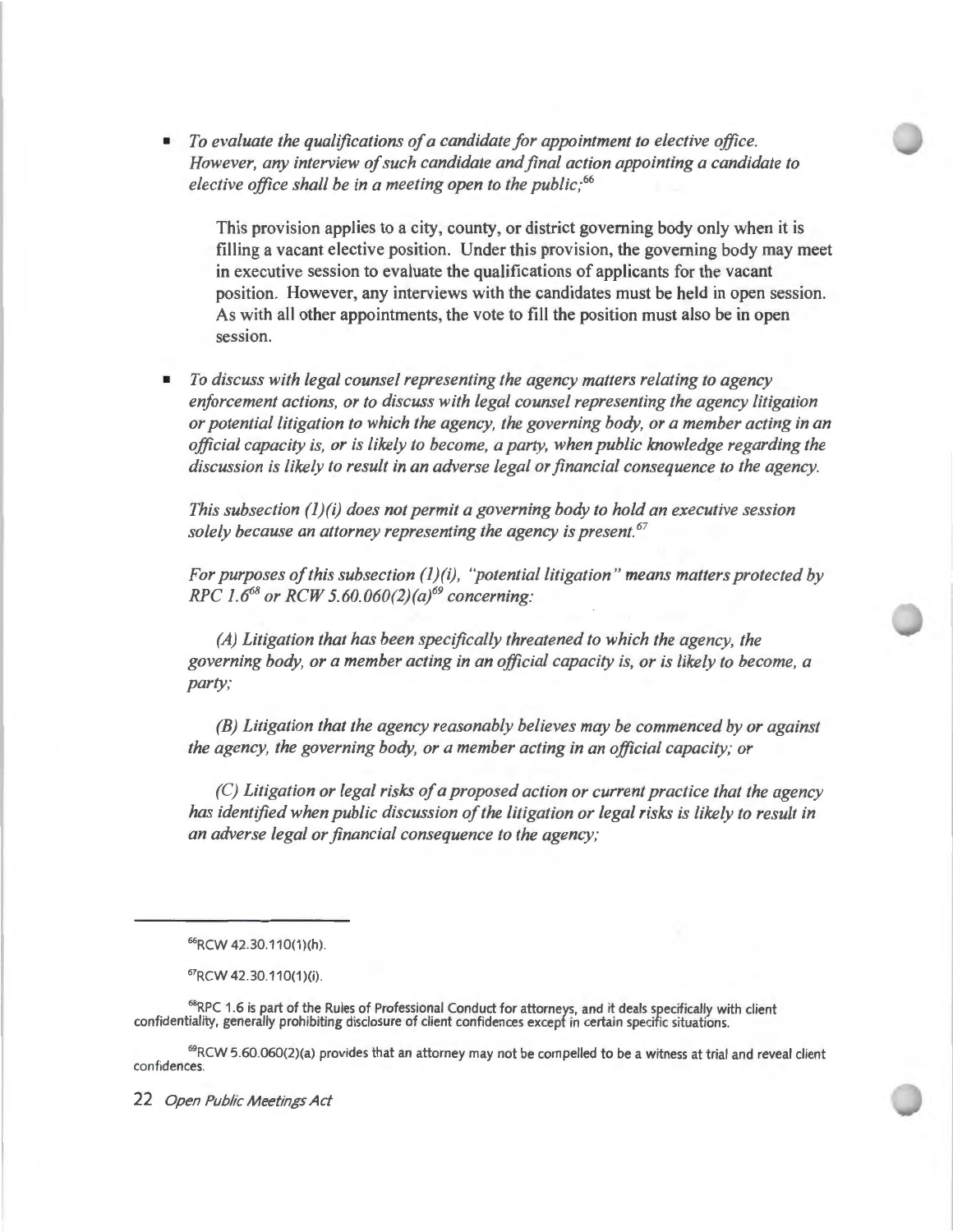- *To evaluate the qualifications of a candidate for appointment to elective office. However, any interview of such candidate and final action appointing a candidate to elective office shall be in a meeting open to the public;*[66]

  This provision applies to a city, county, or district governing body only when it is filling a vacant elective position. Under this provision, the governing body may meet in executive session to evaluate the qualifications of applicants for the vacant position. However, any interviews with the candidates must be held in open session. As with all other appointments, the vote to fill the position must also be in open session.

- *To discuss with legal counsel representing the agency matters relating to agency enforcement actions, or to discuss with legal counsel representing the agency litigation or potential litigation to which the agency, the governing body, or a member acting in an official capacity is, or is likely to become, a party, when public knowledge regarding the discussion is likely to result in an adverse legal or financial consequence to the agency.*

  *This subsection (1)(i) does not permit a governing body to hold an executive session solely because an attorney representing the agency is present.*[67]

  *For purposes of this subsection (1)(i), "potential litigation" means matters protected by RPC 1.6*[68] *or RCW 5.60.060(2)(a)*[69] *concerning:*

  *(A) Litigation that has been specifically threatened to which the agency, the governing body, or a member acting in an official capacity is, or is likely to become, a party;*

  *(B) Litigation that the agency reasonably believes may be commenced by or against the agency, the governing body, or a member acting in an official capacity; or*

  *(C) Litigation or legal risks of a proposed action or current practice that the agency has identified when public discussion of the litigation or legal risks is likely to result in an adverse legal or financial consequence to the agency;*

---

[66] RCW 42.30.110(1)(h).

[67] RCW 42.30.110(1)(i).

[68] RPC 1.6 is part of the Rules of Professional Conduct for attorneys, and it deals specifically with client confidentiality, generally prohibiting disclosure of client confidences except in certain specific situations.

[69] RCW 5.60.060(2)(a) provides that an attorney may not be compelled to be a witness at trial and reveal client confidences.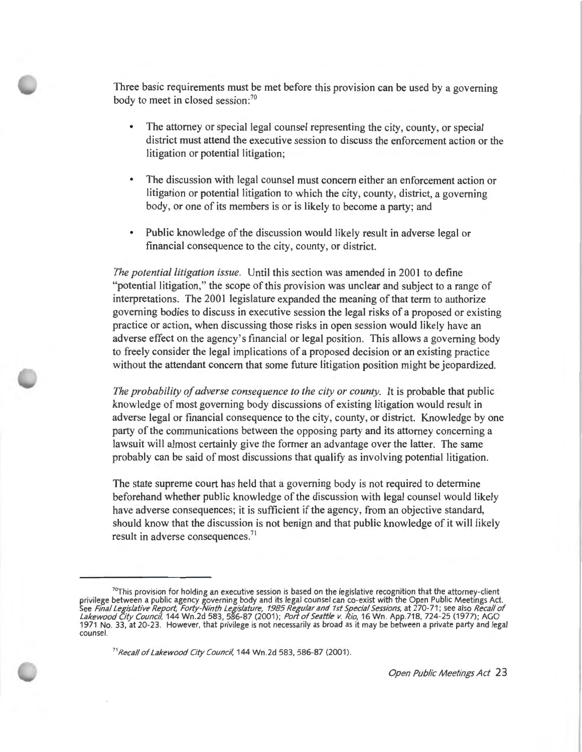Three basic requirements must be met before this provision can be used by a governing body to meet in closed session:[70]

- The attorney or special legal counsel representing the city, county, or special district must attend the executive session to discuss the enforcement action or the litigation or potential litigation;
- The discussion with legal counsel must concern either an enforcement action or litigation or potential litigation to which the city, county, district, a governing body, or one of its members is or is likely to become a party; and
- Public knowledge of the discussion would likely result in adverse legal or financial consequence to the city, county, or district.

*The potential litigation issue.* Until this section was amended in 2001 to define "potential litigation," the scope of this provision was unclear and subject to a range of interpretations. The 2001 legislature expanded the meaning of that term to authorize governing bodies to discuss in executive session the legal risks of a proposed or existing practice or action, when discussing those risks in open session would likely have an adverse effect on the agency's financial or legal position. This allows a governing body to freely consider the legal implications of a proposed decision or an existing practice without the attendant concern that some future litigation position might be jeopardized.

*The probability of adverse consequence to the city or county.* It is probable that public knowledge of most governing body discussions of existing litigation would result in adverse legal or financial consequence to the city, county, or district. Knowledge by one party of the communications between the opposing party and its attorney concerning a lawsuit will almost certainly give the former an advantage over the latter. The same probably can be said of most discussions that qualify as involving potential litigation.

The state supreme court has held that a governing body is not required to determine beforehand whether public knowledge of the discussion with legal counsel would likely have adverse consequences; it is sufficient if the agency, from an objective standard, should know that the discussion is not benign and that public knowledge of it will likely result in adverse consequences.[71]

---

[70] This provision for holding an executive session is based on the legislative recognition that the attorney-client privilege between a public agency governing body and its legal counsel can co-exist with the Open Public Meetings Act. See *Final Legislative Report, Forty-Ninth Legislature, 1985 Regular and 1st Special Sessions*, at 270-71; see also *Recall of Lakewood City Council*, 144 Wn.2d 583, 586-87 (2001); *Port of Seattle v. Rio*, 16 Wn. App.718, 724-25 (1977); AGO 1971 No. 33, at 20-23. However, that privilege is not necessarily as broad as it may be between a private party and legal counsel.

[71] *Recall of Lakewood City Council*, 144 Wn.2d 583, 586-87 (2001).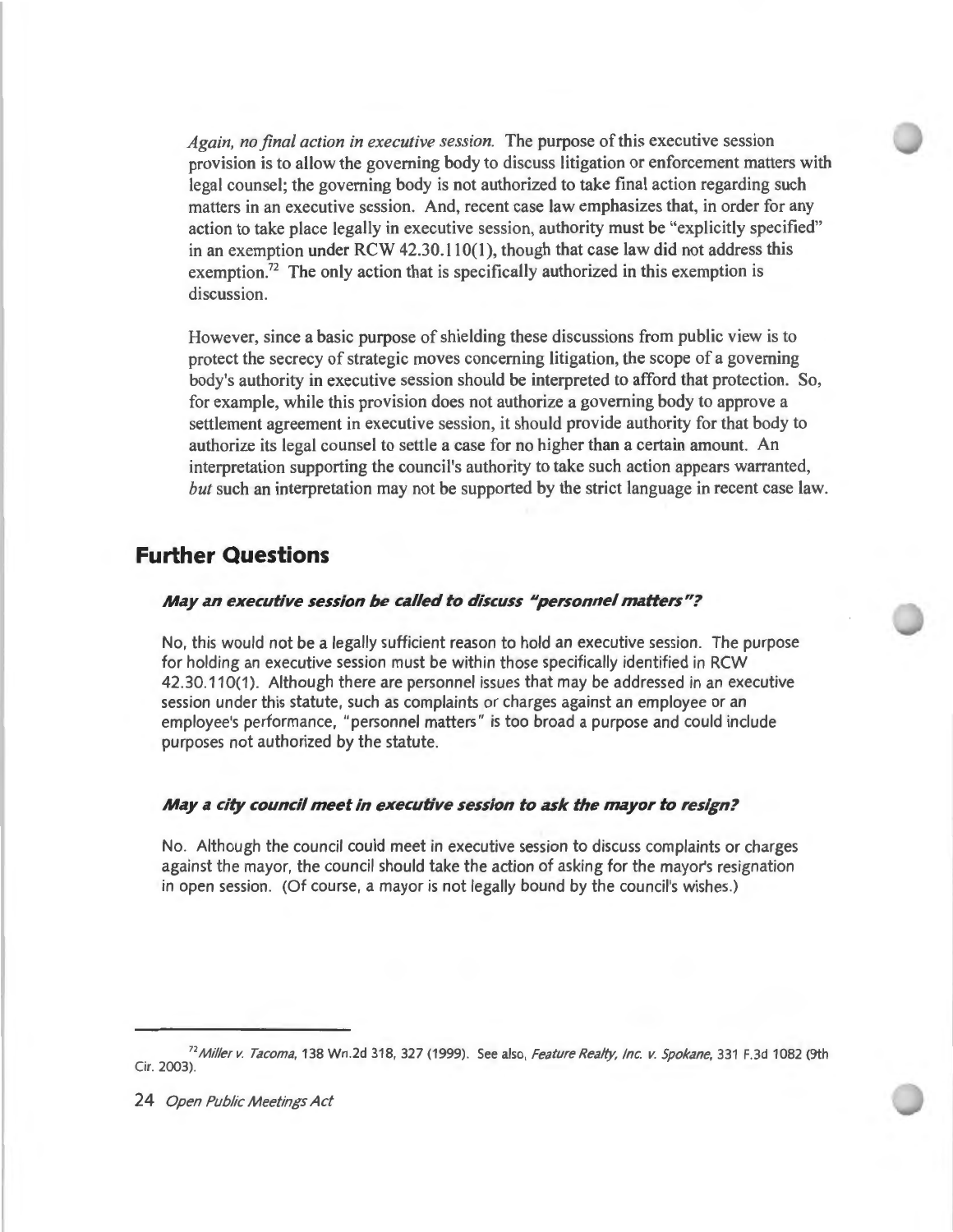*Again, no final action in executive session.* The purpose of this executive session provision is to allow the governing body to discuss litigation or enforcement matters with legal counsel; the governing body is not authorized to take final action regarding such matters in an executive session. And, recent case law emphasizes that, in order for any action to take place legally in executive session, authority must be "explicitly specified" in an exemption under RCW 42.30.110(1), though that case law did not address this exemption.[72] The only action that is specifically authorized in this exemption is discussion.

However, since a basic purpose of shielding these discussions from public view is to protect the secrecy of strategic moves concerning litigation, the scope of a governing body's authority in executive session should be interpreted to afford that protection. So, for example, while this provision does not authorize a governing body to approve a settlement agreement in executive session, it should provide authority for that body to authorize its legal counsel to settle a case for no higher than a certain amount. An interpretation supporting the council's authority to take such action appears warranted, *but* such an interpretation may not be supported by the strict language in recent case law.

## Further Questions

### *May an executive session be called to discuss "personnel matters"?*

No, this would not be a legally sufficient reason to hold an executive session. The purpose for holding an executive session must be within those specifically identified in RCW 42.30.110(1). Although there are personnel issues that may be addressed in an executive session under this statute, such as complaints or charges against an employee or an employee's performance, "personnel matters" is too broad a purpose and could include purposes not authorized by the statute.

### *May a city council meet in executive session to ask the mayor to resign?*

No. Although the council could meet in executive session to discuss complaints or charges against the mayor, the council should take the action of asking for the mayor's resignation in open session. (Of course, a mayor is not legally bound by the council's wishes.)

---

[72] *Miller v. Tacoma*, 138 Wn.2d 318, 327 (1999). See also, *Feature Realty, Inc. v. Spokane*, 331 F.3d 1082 (9th Cir. 2003).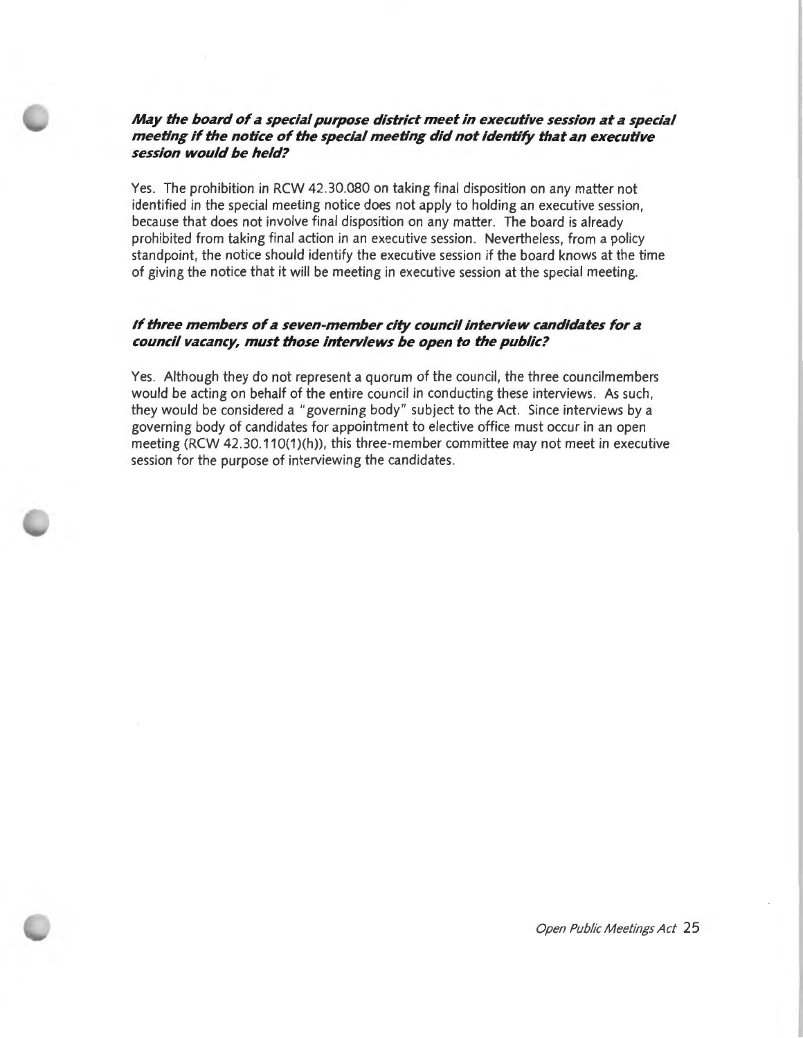***May the board of a special purpose district meet in executive session at a special meeting if the notice of the special meeting did not identify that an executive session would be held?***

Yes. The prohibition in RCW 42.30.080 on taking final disposition on any matter not identified in the special meeting notice does not apply to holding an executive session, because that does not involve final disposition on any matter. The board is already prohibited from taking final action in an executive session. Nevertheless, from a policy standpoint, the notice should identify the executive session if the board knows at the time of giving the notice that it will be meeting in executive session at the special meeting.

***If three members of a seven-member city council interview candidates for a council vacancy, must those interviews be open to the public?***

Yes. Although they do not represent a quorum of the council, the three councilmembers would be acting on behalf of the entire council in conducting these interviews. As such, they would be considered a "governing body" subject to the Act. Since interviews by a governing body of candidates for appointment to elective office must occur in an open meeting (RCW 42.30.110(1)(h)), this three-member committee may not meet in executive session for the purpose of interviewing the candidates.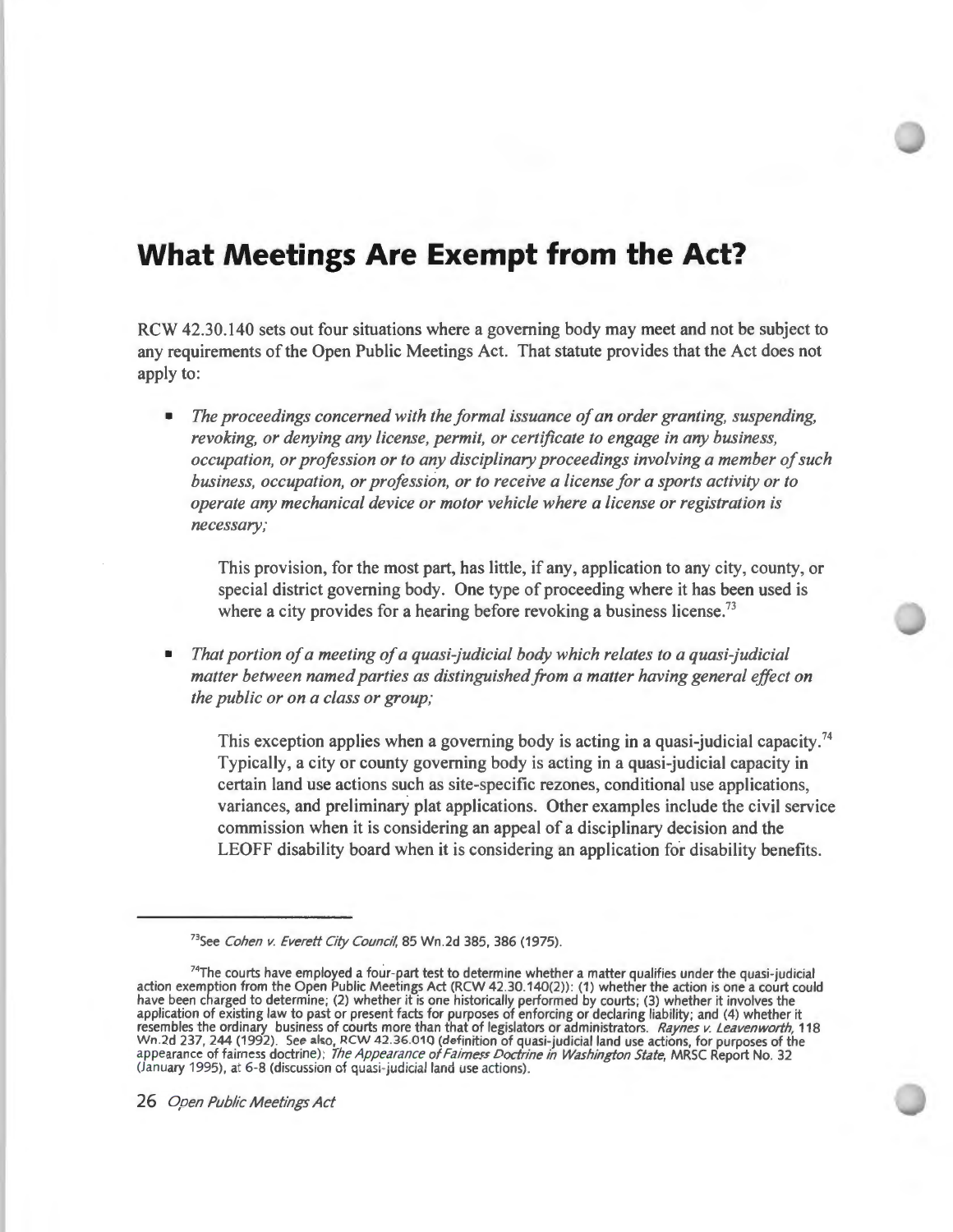# What Meetings Are Exempt from the Act?

RCW 42.30.140 sets out four situations where a governing body may meet and not be subject to any requirements of the Open Public Meetings Act. That statute provides that the Act does not apply to:

- *The proceedings concerned with the formal issuance of an order granting, suspending, revoking, or denying any license, permit, or certificate to engage in any business, occupation, or profession or to any disciplinary proceedings involving a member of such business, occupation, or profession, or to receive a license for a sports activity or to operate any mechanical device or motor vehicle where a license or registration is necessary;*

  This provision, for the most part, has little, if any, application to any city, county, or special district governing body. One type of proceeding where it has been used is where a city provides for a hearing before revoking a business license.[73]

- *That portion of a meeting of a quasi-judicial body which relates to a quasi-judicial matter between named parties as distinguished from a matter having general effect on the public or on a class or group;*

  This exception applies when a governing body is acting in a quasi-judicial capacity.[74] Typically, a city or county governing body is acting in a quasi-judicial capacity in certain land use actions such as site-specific rezones, conditional use applications, variances, and preliminary plat applications. Other examples include the civil service commission when it is considering an appeal of a disciplinary decision and the LEOFF disability board when it is considering an application for disability benefits.

---

[73]See *Cohen v. Everett City Council*, 85 Wn.2d 385, 386 (1975).

[74]The courts have employed a four-part test to determine whether a matter qualifies under the quasi-judicial action exemption from the Open Public Meetings Act (RCW 42.30.140(2)): (1) whether the action is one a court could have been charged to determine; (2) whether it is one historically performed by courts; (3) whether it involves the application of existing law to past or present facts for purposes of enforcing or declaring liability; and (4) whether it resembles the ordinary business of courts more than that of legislators or administrators. *Raynes v. Leavenworth*, 118 Wn.2d 237, 244 (1992). See also, RCW 42.36.010 (definition of quasi-judicial land use actions, for purposes of the appearance of fairness doctrine); *The Appearance of Fairness Doctrine in Washington State*, MRSC Report No. 32 (January 1995), at 6-8 (discussion of quasi-judicial land use actions).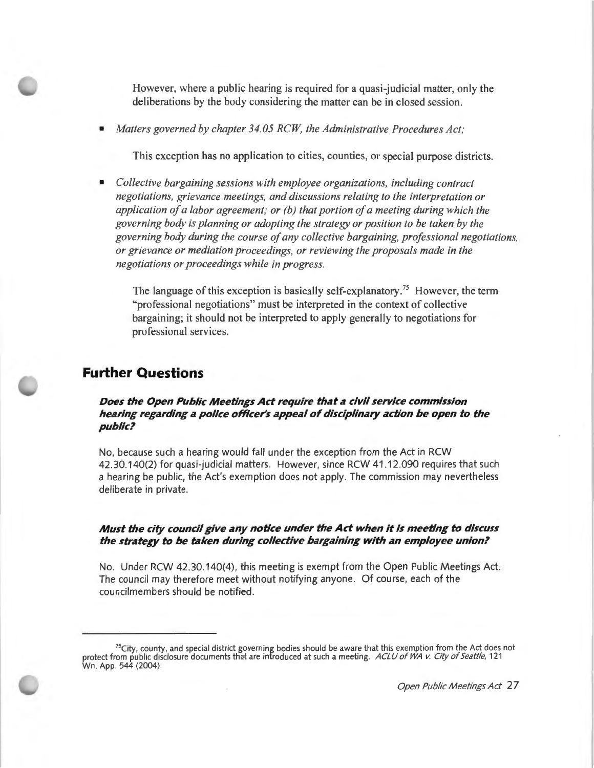However, where a public hearing is required for a quasi-judicial matter, only the deliberations by the body considering the matter can be in closed session.

- *Matters governed by chapter 34.05 RCW, the Administrative Procedures Act;*

  This exception has no application to cities, counties, or special purpose districts.

- *Collective bargaining sessions with employee organizations, including contract negotiations, grievance meetings, and discussions relating to the interpretation or application of a labor agreement; or (b) that portion of a meeting during which the governing body is planning or adopting the strategy or position to be taken by the governing body during the course of any collective bargaining, professional negotiations, or grievance or mediation proceedings, or reviewing the proposals made in the negotiations or proceedings while in progress.*

  The language of this exception is basically self-explanatory.[75] However, the term "professional negotiations" must be interpreted in the context of collective bargaining; it should not be interpreted to apply generally to negotiations for professional services.

## Further Questions

***Does the Open Public Meetings Act require that a civil service commission hearing regarding a police officer's appeal of disciplinary action be open to the public?***

No, because such a hearing would fall under the exception from the Act in RCW 42.30.140(2) for quasi-judicial matters. However, since RCW 41.12.090 requires that such a hearing be public, the Act's exemption does not apply. The commission may nevertheless deliberate in private.

***Must the city council give any notice under the Act when it is meeting to discuss the strategy to be taken during collective bargaining with an employee union?***

No. Under RCW 42.30.140(4), this meeting is exempt from the Open Public Meetings Act. The council may therefore meet without notifying anyone. Of course, each of the councilmembers should be notified.

---

[75] City, county, and special district governing bodies should be aware that this exemption from the Act does not protect from public disclosure documents that are introduced at such a meeting. *ACLU of WA v. City of Seattle*, 121 Wn. App. 544 (2004).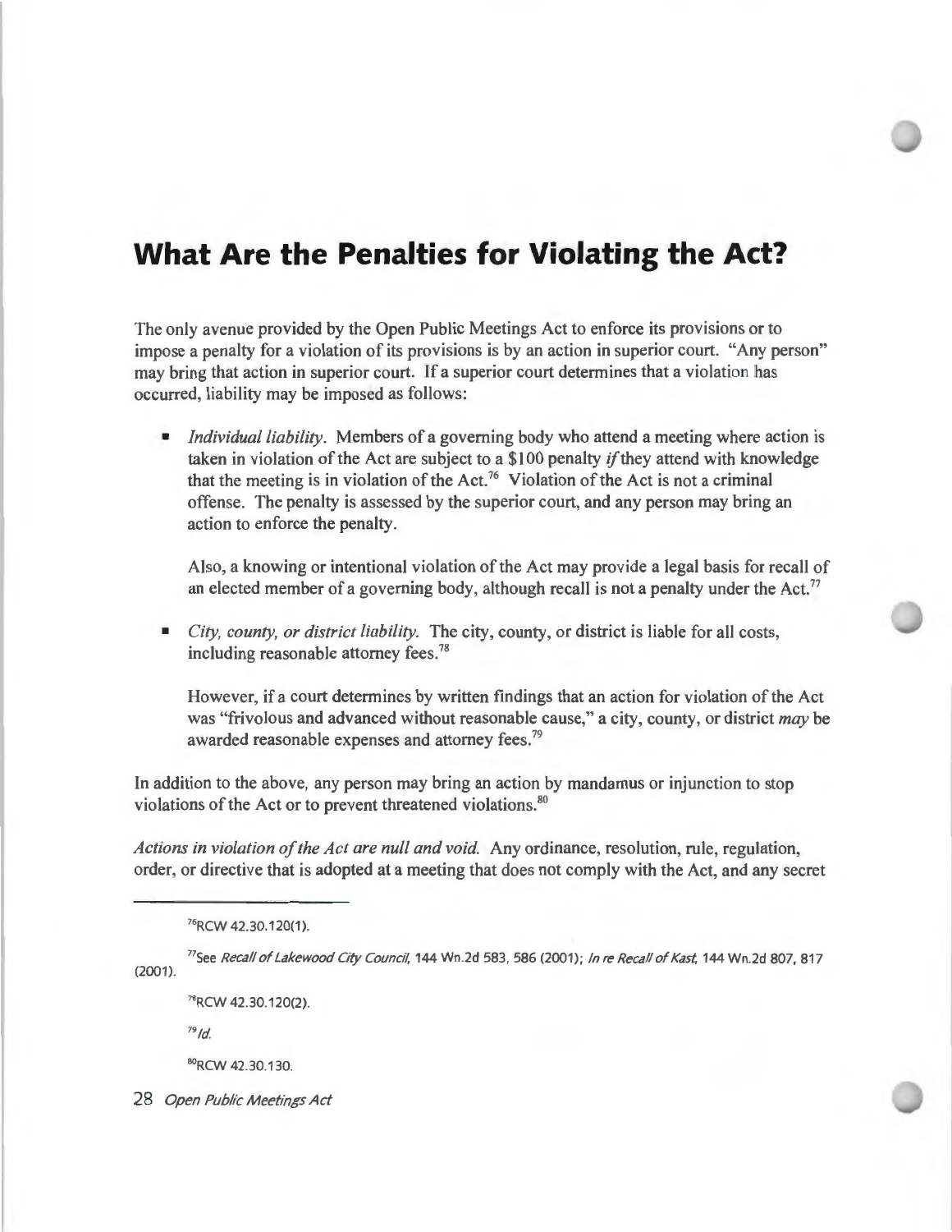# What Are the Penalties for Violating the Act?

The only avenue provided by the Open Public Meetings Act to enforce its provisions or to impose a penalty for a violation of its provisions is by an action in superior court. "Any person" may bring that action in superior court. If a superior court determines that a violation has occurred, liability may be imposed as follows:

- *Individual liability.* Members of a governing body who attend a meeting where action is taken in violation of the Act are subject to a $100 penalty *if* they attend with knowledge that the meeting is in violation of the Act.[76] Violation of the Act is not a criminal offense. The penalty is assessed by the superior court, and any person may bring an action to enforce the penalty.

  Also, a knowing or intentional violation of the Act may provide a legal basis for recall of an elected member of a governing body, although recall is not a penalty under the Act.[77]

- *City, county, or district liability.* The city, county, or district is liable for all costs, including reasonable attorney fees.[78]

  However, if a court determines by written findings that an action for violation of the Act was "frivolous and advanced without reasonable cause," a city, county, or district *may* be awarded reasonable expenses and attorney fees.[79]

In addition to the above, any person may bring an action by mandamus or injunction to stop violations of the Act or to prevent threatened violations.[80]

*Actions in violation of the Act are null and void.* Any ordinance, resolution, rule, regulation, order, or directive that is adopted at a meeting that does not comply with the Act, and any secret

---

[76] RCW 42.30.120(1).

[77] See *Recall of Lakewood City Council*, 144 Wn.2d 583, 586 (2001); *In re Recall of Kast*, 144 Wn.2d 807, 817 (2001).

[78] RCW 42.30.120(2).

[79] *Id.*

[80] RCW 42.30.130.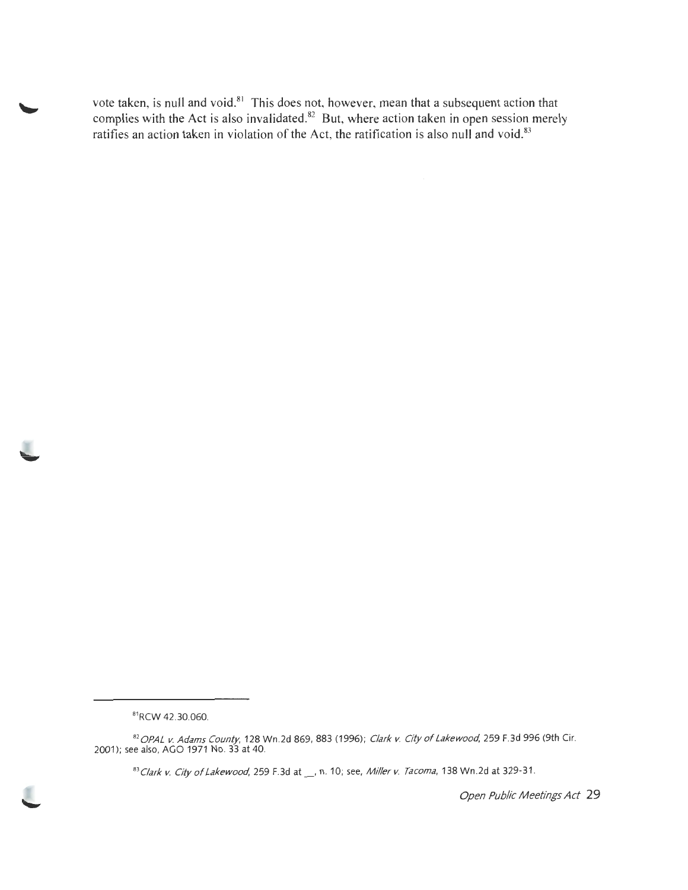vote taken, is null and void.[81] This does not, however, mean that a subsequent action that complies with the Act is also invalidated.[82] But, where action taken in open session merely ratifies an action taken in violation of the Act, the ratification is also null and void.[83]

---

[81] RCW 42.30.060.

[82] *OPAL v. Adams County*, 128 Wn.2d 869, 883 (1996); *Clark v. City of Lakewood*, 259 F.3d 996 (9th Cir. 2001); see also, AGO 1971 No. 33 at 40.

[83] *Clark v. City of Lakewood*, 259 F.3d at __, n. 10; see, *Miller v. Tacoma*, 138 Wn.2d at 329-31.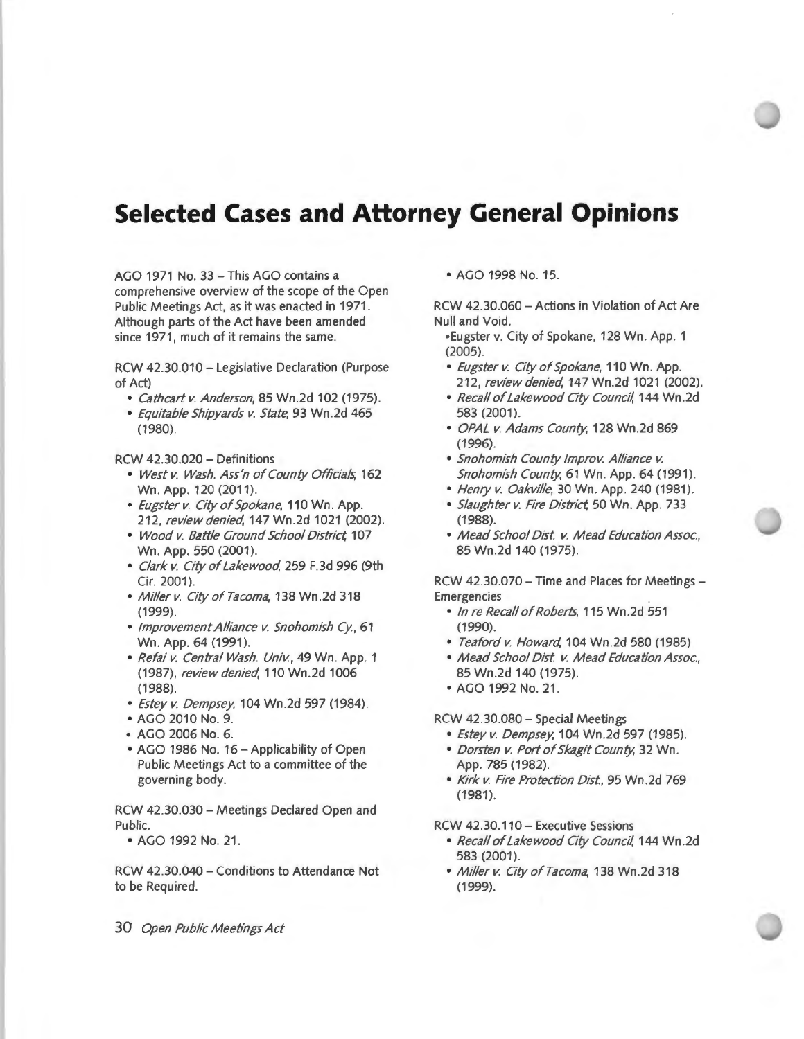# Selected Cases and Attorney General Opinions

AGO 1971 No. 33 – This AGO contains a comprehensive overview of the scope of the Open Public Meetings Act, as it was enacted in 1971. Although parts of the Act have been amended since 1971, much of it remains the same.

RCW 42.30.010 – Legislative Declaration (Purpose of Act)

- *Cathcart v. Anderson*, 85 Wn.2d 102 (1975).
- *Equitable Shipyards v. State*, 93 Wn.2d 465 (1980).

RCW 42.30.020 – Definitions

- *West v. Wash. Ass'n of County Officials*, 162 Wn. App. 120 (2011).
- *Eugster v. City of Spokane*, 110 Wn. App. 212, *review denied*, 147 Wn.2d 1021 (2002).
- *Wood v. Battle Ground School District*, 107 Wn. App. 550 (2001).
- *Clark v. City of Lakewood*, 259 F.3d 996 (9th Cir. 2001).
- *Miller v. City of Tacoma*, 138 Wn.2d 318 (1999).
- *Improvement Alliance v. Snohomish Cy.*, 61 Wn. App. 64 (1991).
- *Refai v. Central Wash. Univ.*, 49 Wn. App. 1 (1987), *review denied*, 110 Wn.2d 1006 (1988).
- *Estey v. Dempsey*, 104 Wn.2d 597 (1984).
- AGO 2010 No. 9.
- AGO 2006 No. 6.
- AGO 1986 No. 16 – Applicability of Open Public Meetings Act to a committee of the governing body.

RCW 42.30.030 – Meetings Declared Open and Public.

- AGO 1992 No. 21.

RCW 42.30.040 – Conditions to Attendance Not to be Required.

- AGO 1998 No. 15.

RCW 42.30.060 – Actions in Violation of Act Are Null and Void.

- Eugster v. City of Spokane, 128 Wn. App. 1 (2005).
- *Eugster v. City of Spokane*, 110 Wn. App. 212, *review denied*, 147 Wn.2d 1021 (2002).
- *Recall of Lakewood City Council*, 144 Wn.2d 583 (2001).
- *OPAL v. Adams County*, 128 Wn.2d 869 (1996).
- *Snohomish County Improv. Alliance v. Snohomish County*, 61 Wn. App. 64 (1991).
- *Henry v. Oakville*, 30 Wn. App. 240 (1981).
- *Slaughter v. Fire District*, 50 Wn. App. 733 (1988).
- *Mead School Dist. v. Mead Education Assoc.*, 85 Wn.2d 140 (1975).

RCW 42.30.070 – Time and Places for Meetings – Emergencies

- *In re Recall of Roberts*, 115 Wn.2d 551 (1990).
- *Teaford v. Howard*, 104 Wn.2d 580 (1985)
- *Mead School Dist. v. Mead Education Assoc.*, 85 Wn.2d 140 (1975).
- AGO 1992 No. 21.

RCW 42.30.080 – Special Meetings

- *Estey v. Dempsey*, 104 Wn.2d 597 (1985).
- *Dorsten v. Port of Skagit County*, 32 Wn. App. 785 (1982).
- *Kirk v. Fire Protection Dist.*, 95 Wn.2d 769 (1981).

RCW 42.30.110 – Executive Sessions

- *Recall of Lakewood City Council*, 144 Wn.2d 583 (2001).
- *Miller v. City of Tacoma*, 138 Wn.2d 318 (1999).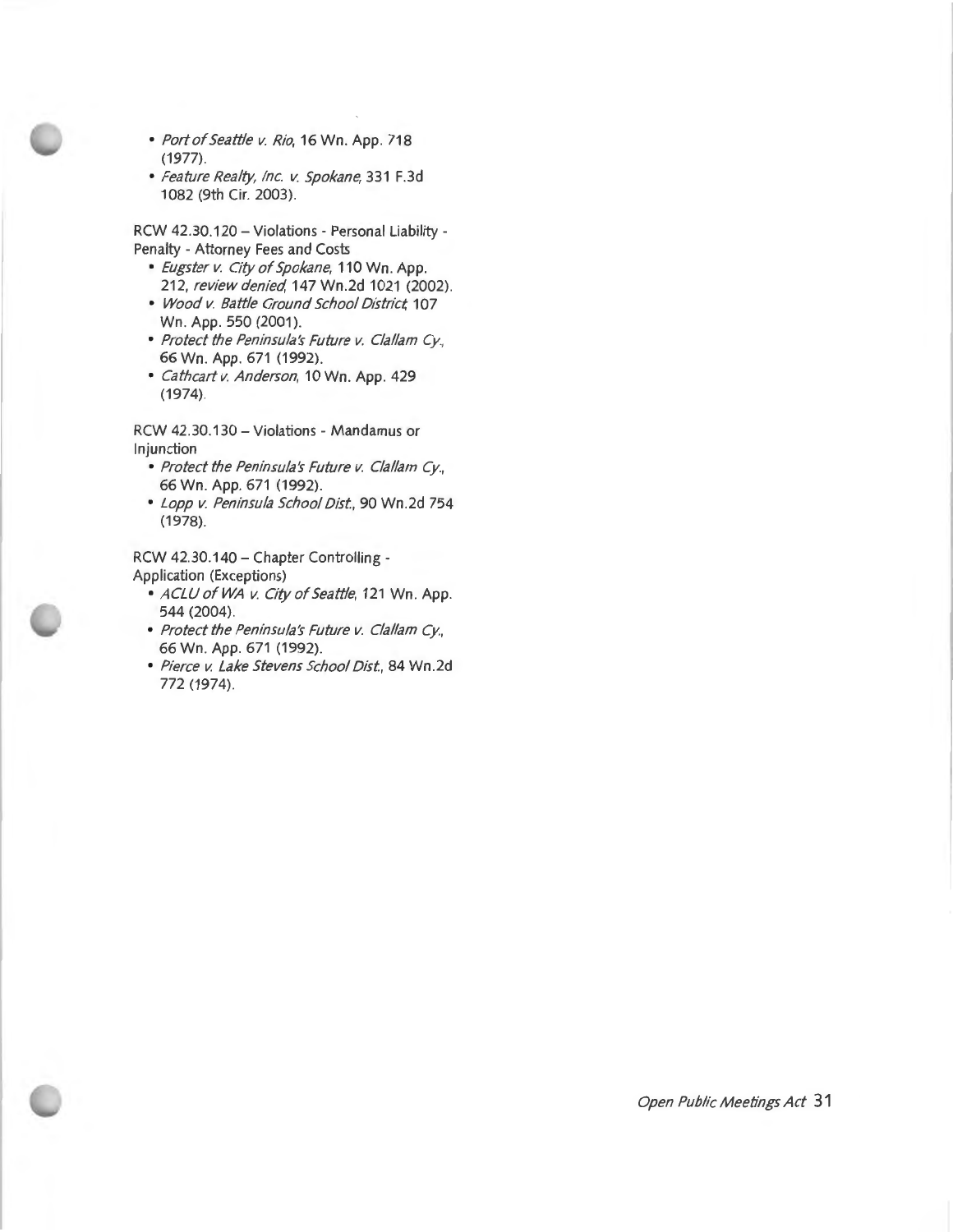- *Port of Seattle v. Rio*, 16 Wn. App. 718 (1977).
- *Feature Realty, Inc. v. Spokane*, 331 F.3d 1082 (9th Cir. 2003).

RCW 42.30.120 – Violations - Personal Liability - Penalty - Attorney Fees and Costs

- *Eugster v. City of Spokane*, 110 Wn. App. 212, *review denied*, 147 Wn.2d 1021 (2002).
- *Wood v. Battle Ground School District*, 107 Wn. App. 550 (2001).
- *Protect the Peninsula's Future v. Clallam Cy.*, 66 Wn. App. 671 (1992).
- *Cathcart v. Anderson*, 10 Wn. App. 429 (1974).

RCW 42.30.130 – Violations - Mandamus or Injunction

- *Protect the Peninsula's Future v. Clallam Cy.*, 66 Wn. App. 671 (1992).
- *Lopp v. Peninsula School Dist.*, 90 Wn.2d 754 (1978).

RCW 42.30.140 – Chapter Controlling - Application (Exceptions)

- *ACLU of WA v. City of Seattle*, 121 Wn. App. 544 (2004).
- *Protect the Peninsula's Future v. Clallam Cy.*, 66 Wn. App. 671 (1992).
- *Pierce v. Lake Stevens School Dist.*, 84 Wn.2d 772 (1974).